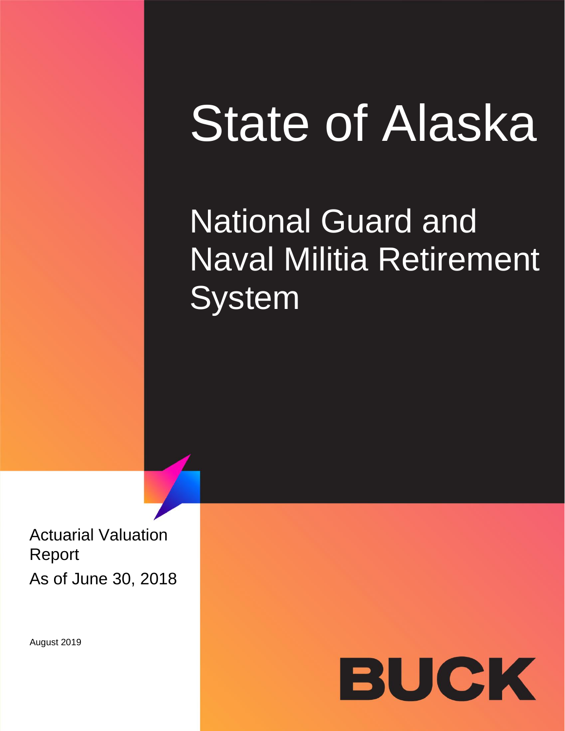# State of Alaska

## National Guard and Naval Militia Retirement System

Actuarial Valuation Report
As of June 30, 2018

August 2019

BUCK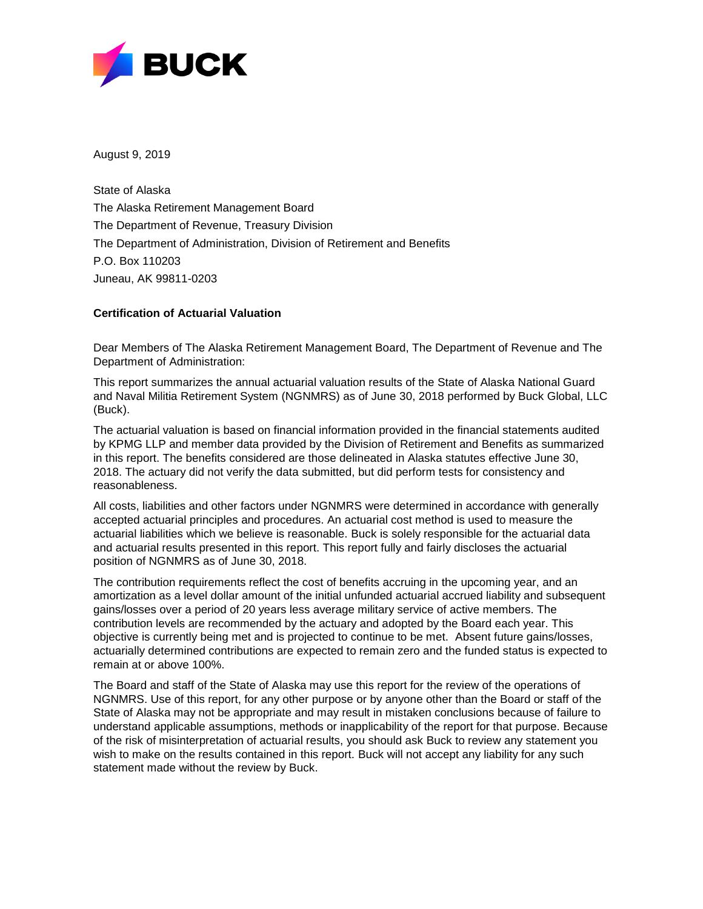August 9, 2019

State of Alaska
The Alaska Retirement Management Board
The Department of Revenue, Treasury Division
The Department of Administration, Division of Retirement and Benefits
P.O. Box 110203
Juneau, AK 99811-0203

**Certification of Actuarial Valuation**

Dear Members of The Alaska Retirement Management Board, The Department of Revenue and The Department of Administration:

This report summarizes the annual actuarial valuation results of the State of Alaska National Guard and Naval Militia Retirement System (NGNMRS) as of June 30, 2018 performed by Buck Global, LLC (Buck).

The actuarial valuation is based on financial information provided in the financial statements audited by KPMG LLP and member data provided by the Division of Retirement and Benefits as summarized in this report. The benefits considered are those delineated in Alaska statutes effective June 30, 2018. The actuary did not verify the data submitted, but did perform tests for consistency and reasonableness.

All costs, liabilities and other factors under NGNMRS were determined in accordance with generally accepted actuarial principles and procedures. An actuarial cost method is used to measure the actuarial liabilities which we believe is reasonable. Buck is solely responsible for the actuarial data and actuarial results presented in this report. This report fully and fairly discloses the actuarial position of NGNMRS as of June 30, 2018.

The contribution requirements reflect the cost of benefits accruing in the upcoming year, and an amortization as a level dollar amount of the initial unfunded actuarial accrued liability and subsequent gains/losses over a period of 20 years less average military service of active members. The contribution levels are recommended by the actuary and adopted by the Board each year. This objective is currently being met and is projected to continue to be met. Absent future gains/losses, actuarially determined contributions are expected to remain zero and the funded status is expected to remain at or above 100%.

The Board and staff of the State of Alaska may use this report for the review of the operations of NGNMRS. Use of this report, for any other purpose or by anyone other than the Board or staff of the State of Alaska may not be appropriate and may result in mistaken conclusions because of failure to understand applicable assumptions, methods or inapplicability of the report for that purpose. Because of the risk of misinterpretation of actuarial results, you should ask Buck to review any statement you wish to make on the results contained in this report. Buck will not accept any liability for any such statement made without the review by Buck.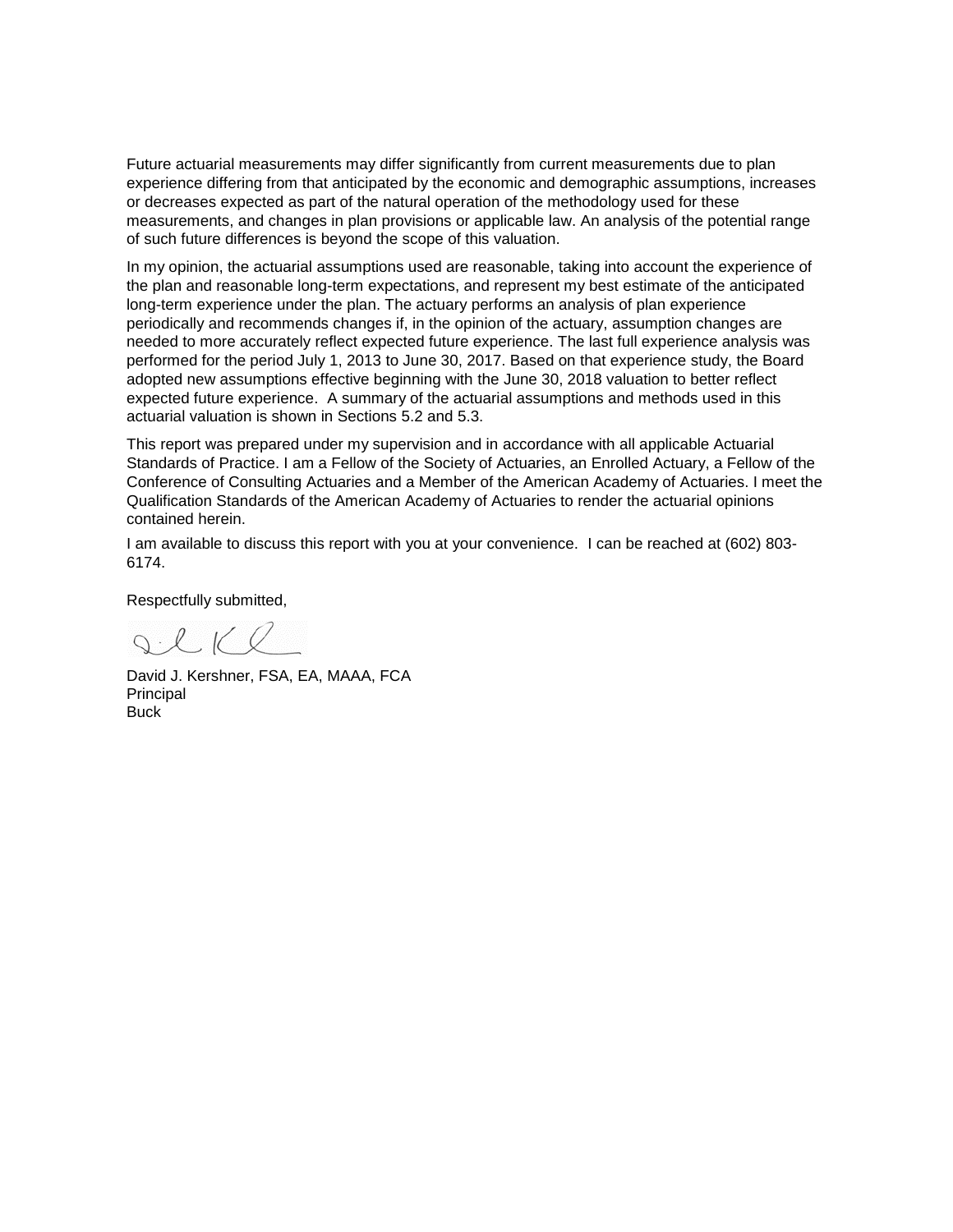Future actuarial measurements may differ significantly from current measurements due to plan experience differing from that anticipated by the economic and demographic assumptions, increases or decreases expected as part of the natural operation of the methodology used for these measurements, and changes in plan provisions or applicable law. An analysis of the potential range of such future differences is beyond the scope of this valuation.

In my opinion, the actuarial assumptions used are reasonable, taking into account the experience of the plan and reasonable long-term expectations, and represent my best estimate of the anticipated long-term experience under the plan. The actuary performs an analysis of plan experience periodically and recommends changes if, in the opinion of the actuary, assumption changes are needed to more accurately reflect expected future experience. The last full experience analysis was performed for the period July 1, 2013 to June 30, 2017. Based on that experience study, the Board adopted new assumptions effective beginning with the June 30, 2018 valuation to better reflect expected future experience. A summary of the actuarial assumptions and methods used in this actuarial valuation is shown in Sections 5.2 and 5.3.

This report was prepared under my supervision and in accordance with all applicable Actuarial Standards of Practice. I am a Fellow of the Society of Actuaries, an Enrolled Actuary, a Fellow of the Conference of Consulting Actuaries and a Member of the American Academy of Actuaries. I meet the Qualification Standards of the American Academy of Actuaries to render the actuarial opinions contained herein.

I am available to discuss this report with you at your convenience. I can be reached at (602) 803-6174.

Respectfully submitted,

David J. Kershner, FSA, EA, MAAA, FCA
Principal
Buck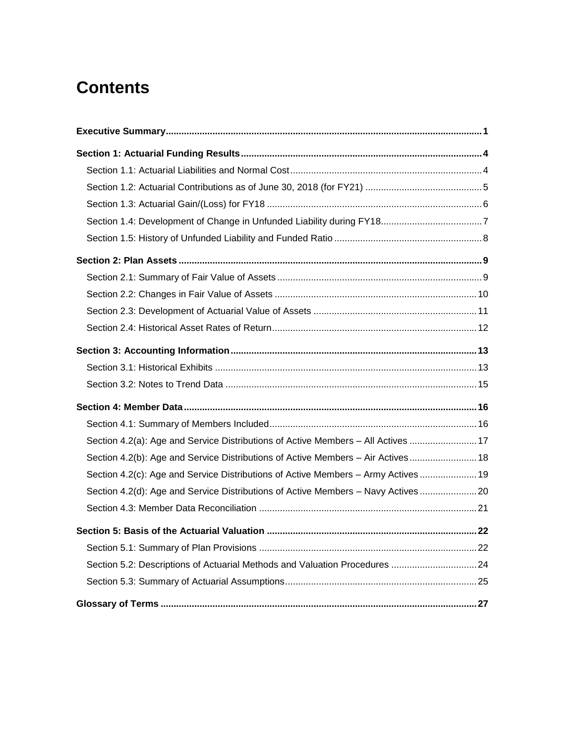# Contents

**Executive Summary** ........................................................ **1**

**Section 1: Actuarial Funding Results** ........................................................ **4**

- Section 1.1: Actuarial Liabilities and Normal Cost ........................................................ 4
- Section 1.2: Actuarial Contributions as of June 30, 2018 (for FY21) ........................................................ 5
- Section 1.3: Actuarial Gain/(Loss) for FY18 ........................................................ 6
- Section 1.4: Development of Change in Unfunded Liability during FY18 ........................................................ 7
- Section 1.5: History of Unfunded Liability and Funded Ratio ........................................................ 8

**Section 2: Plan Assets** ........................................................ **9**

- Section 2.1: Summary of Fair Value of Assets ........................................................ 9
- Section 2.2: Changes in Fair Value of Assets ........................................................ 10
- Section 2.3: Development of Actuarial Value of Assets ........................................................ 11
- Section 2.4: Historical Asset Rates of Return ........................................................ 12

**Section 3: Accounting Information** ........................................................ **13**

- Section 3.1: Historical Exhibits ........................................................ 13
- Section 3.2: Notes to Trend Data ........................................................ 15

**Section 4: Member Data** ........................................................ **16**

- Section 4.1: Summary of Members Included ........................................................ 16
- Section 4.2(a): Age and Service Distributions of Active Members – All Actives ........................................................ 17
- Section 4.2(b): Age and Service Distributions of Active Members – Air Actives ........................................................ 18
- Section 4.2(c): Age and Service Distributions of Active Members – Army Actives ........................................................ 19
- Section 4.2(d): Age and Service Distributions of Active Members – Navy Actives ........................................................ 20
- Section 4.3: Member Data Reconciliation ........................................................ 21

**Section 5: Basis of the Actuarial Valuation** ........................................................ **22**

- Section 5.1: Summary of Plan Provisions ........................................................ 22
- Section 5.2: Descriptions of Actuarial Methods and Valuation Procedures ........................................................ 24
- Section 5.3: Summary of Actuarial Assumptions ........................................................ 25

**Glossary of Terms** ........................................................ **27**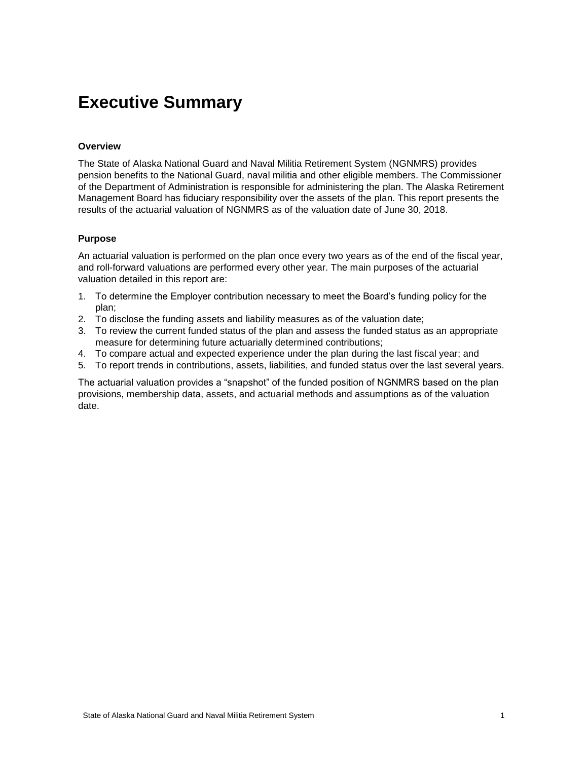# Executive Summary

### Overview

The State of Alaska National Guard and Naval Militia Retirement System (NGNMRS) provides pension benefits to the National Guard, naval militia and other eligible members. The Commissioner of the Department of Administration is responsible for administering the plan. The Alaska Retirement Management Board has fiduciary responsibility over the assets of the plan. This report presents the results of the actuarial valuation of NGNMRS as of the valuation date of June 30, 2018.

### Purpose

An actuarial valuation is performed on the plan once every two years as of the end of the fiscal year, and roll-forward valuations are performed every other year. The main purposes of the actuarial valuation detailed in this report are:

1. To determine the Employer contribution necessary to meet the Board's funding policy for the plan;
2. To disclose the funding assets and liability measures as of the valuation date;
3. To review the current funded status of the plan and assess the funded status as an appropriate measure for determining future actuarially determined contributions;
4. To compare actual and expected experience under the plan during the last fiscal year; and
5. To report trends in contributions, assets, liabilities, and funded status over the last several years.

The actuarial valuation provides a "snapshot" of the funded position of NGNMRS based on the plan provisions, membership data, assets, and actuarial methods and assumptions as of the valuation date.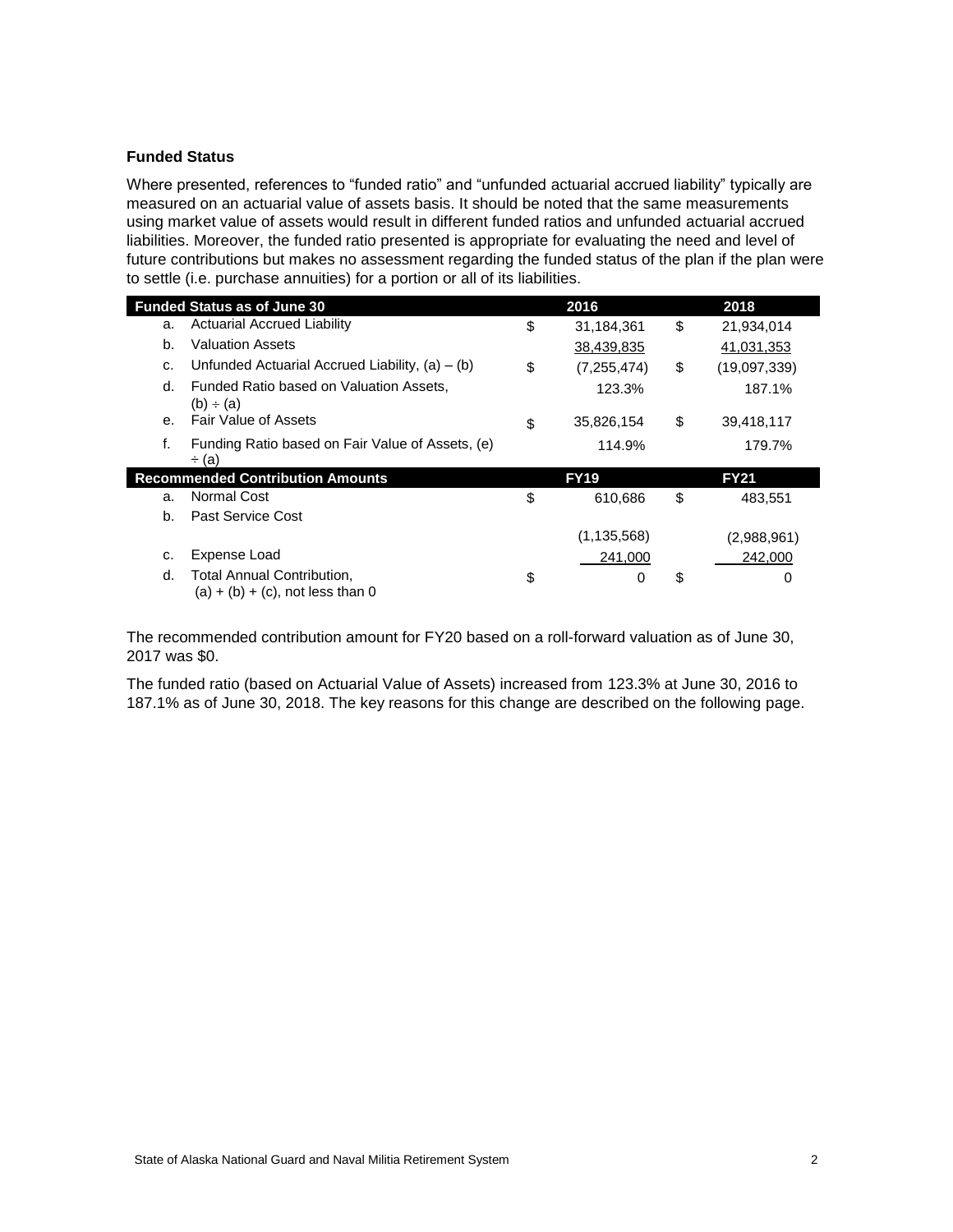### Funded Status

Where presented, references to "funded ratio" and "unfunded actuarial accrued liability" typically are measured on an actuarial value of assets basis. It should be noted that the same measurements using market value of assets would result in different funded ratios and unfunded actuarial accrued liabilities. Moreover, the funded ratio presented is appropriate for evaluating the need and level of future contributions but makes no assessment regarding the funded status of the plan if the plan were to settle (i.e. purchase annuities) for a portion or all of its liabilities.

| **Funded Status as of June 30** | | **2016** | **2018** |
|---|---|---|---|
| a. | Actuarial Accrued Liability | $ 31,184,361 | $ 21,934,014 |
| b. | Valuation Assets | 38,439,835 | 41,031,353 |
| c. | Unfunded Actuarial Accrued Liability, (a) – (b) | $ (7,255,474) | $ (19,097,339) |
| d. | Funded Ratio based on Valuation Assets, (b) ÷ (a) | 123.3% | 187.1% |
| e. | Fair Value of Assets | $ 35,826,154 | $ 39,418,117 |
| f. | Funding Ratio based on Fair Value of Assets, (e) ÷ (a) | 114.9% | 179.7% |
| **Recommended Contribution Amounts** | | **FY19** | **FY21** |
| a. | Normal Cost | $ 610,686 | $ 483,551 |
| b. | Past Service Cost | (1,135,568) | (2,988,961) |
| c. | Expense Load | 241,000 | 242,000 |
| d. | Total Annual Contribution, (a) + (b) + (c), not less than 0 | $ 0 | $ 0 |

The recommended contribution amount for FY20 based on a roll-forward valuation as of June 30, 2017 was $0.

The funded ratio (based on Actuarial Value of Assets) increased from 123.3% at June 30, 2016 to 187.1% as of June 30, 2018. The key reasons for this change are described on the following page.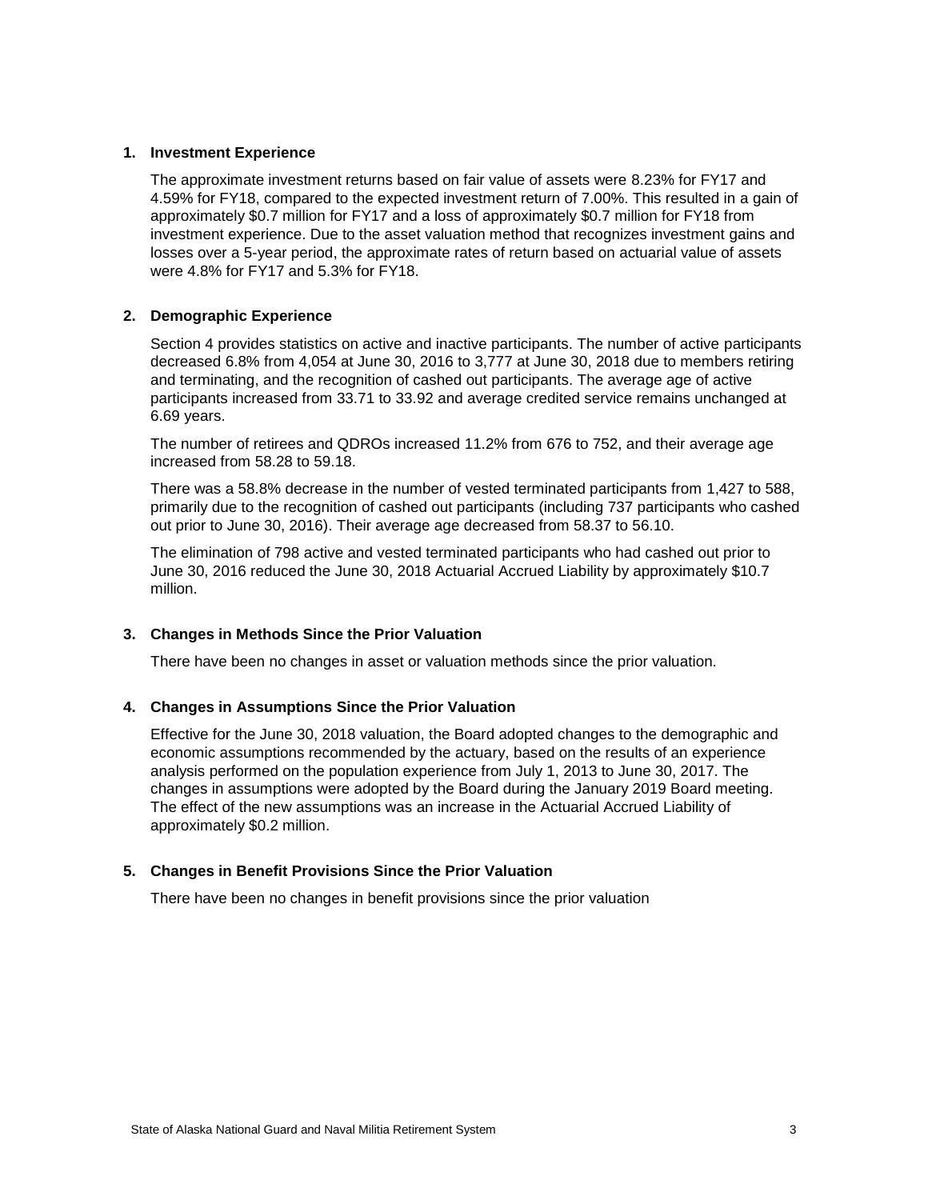1. **Investment Experience**

   The approximate investment returns based on fair value of assets were 8.23% for FY17 and 4.59% for FY18, compared to the expected investment return of 7.00%. This resulted in a gain of approximately $0.7 million for FY17 and a loss of approximately $0.7 million for FY18 from investment experience. Due to the asset valuation method that recognizes investment gains and losses over a 5-year period, the approximate rates of return based on actuarial value of assets were 4.8% for FY17 and 5.3% for FY18.

2. **Demographic Experience**

   Section 4 provides statistics on active and inactive participants. The number of active participants decreased 6.8% from 4,054 at June 30, 2016 to 3,777 at June 30, 2018 due to members retiring and terminating, and the recognition of cashed out participants. The average age of active participants increased from 33.71 to 33.92 and average credited service remains unchanged at 6.69 years.

   The number of retirees and QDROs increased 11.2% from 676 to 752, and their average age increased from 58.28 to 59.18.

   There was a 58.8% decrease in the number of vested terminated participants from 1,427 to 588, primarily due to the recognition of cashed out participants (including 737 participants who cashed out prior to June 30, 2016). Their average age decreased from 58.37 to 56.10.

   The elimination of 798 active and vested terminated participants who had cashed out prior to June 30, 2016 reduced the June 30, 2018 Actuarial Accrued Liability by approximately $10.7 million.

3. **Changes in Methods Since the Prior Valuation**

   There have been no changes in asset or valuation methods since the prior valuation.

4. **Changes in Assumptions Since the Prior Valuation**

   Effective for the June 30, 2018 valuation, the Board adopted changes to the demographic and economic assumptions recommended by the actuary, based on the results of an experience analysis performed on the population experience from July 1, 2013 to June 30, 2017. The changes in assumptions were adopted by the Board during the January 2019 Board meeting. The effect of the new assumptions was an increase in the Actuarial Accrued Liability of approximately $0.2 million.

5. **Changes in Benefit Provisions Since the Prior Valuation**

   There have been no changes in benefit provisions since the prior valuation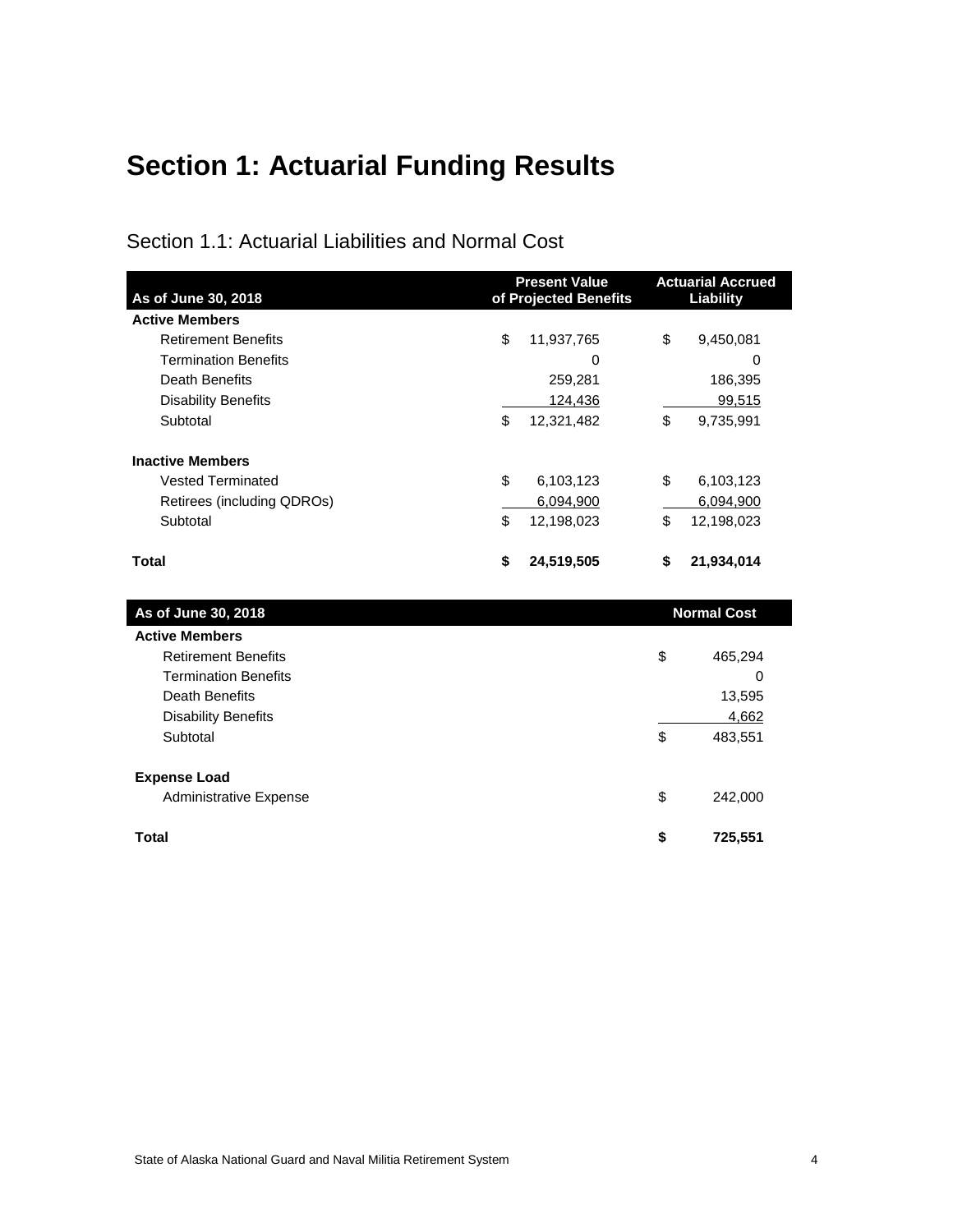# Section 1: Actuarial Funding Results

## Section 1.1: Actuarial Liabilities and Normal Cost

| As of June 30, 2018 | Present Value of Projected Benefits | Actuarial Accrued Liability |
|---|---|---|
| **Active Members** | | |
| Retirement Benefits | $ 11,937,765 | $ 9,450,081 |
| Termination Benefits | 0 | 0 |
| Death Benefits | 259,281 | 186,395 |
| Disability Benefits | 124,436 | 99,515 |
| Subtotal | $ 12,321,482 | $ 9,735,991 |
| **Inactive Members** | | |
| Vested Terminated | $ 6,103,123 | $ 6,103,123 |
| Retirees (including QDROs) | 6,094,900 | 6,094,900 |
| Subtotal | $ 12,198,023 | $ 12,198,023 |
| **Total** | **$ 24,519,505** | **$ 21,934,014** |

| As of June 30, 2018 | Normal Cost |
|---|---|
| **Active Members** | |
| Retirement Benefits | $ 465,294 |
| Termination Benefits | 0 |
| Death Benefits | 13,595 |
| Disability Benefits | 4,662 |
| Subtotal | $ 483,551 |
| **Expense Load** | |
| Administrative Expense | $ 242,000 |
| **Total** | **$ 725,551** |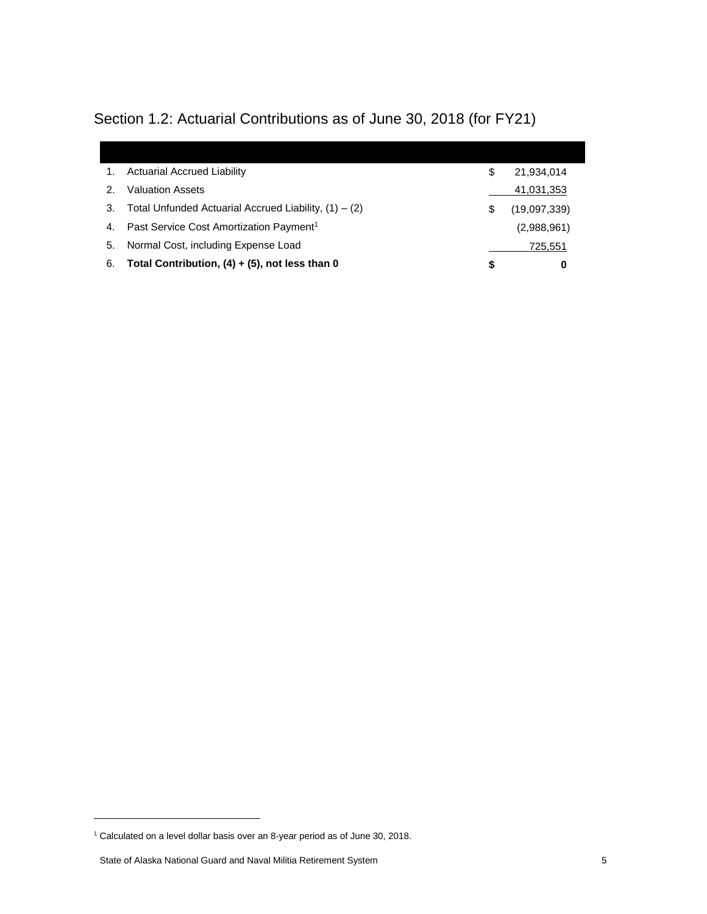## Section 1.2: Actuarial Contributions as of June 30, 2018 (for FY21)

| | | | |
|---|---|---|---|
| 1. | Actuarial Accrued Liability | $ | 21,934,014 |
| 2. | Valuation Assets | | 41,031,353 |
| 3. | Total Unfunded Actuarial Accrued Liability, (1) – (2) | $ | (19,097,339) |
| 4. | Past Service Cost Amortization Payment[1] | | (2,988,961) |
| 5. | Normal Cost, including Expense Load | | 725,551 |
| 6. | **Total Contribution, (4) + (5), not less than 0** | **$** | **0** |

[1] Calculated on a level dollar basis over an 8-year period as of June 30, 2018.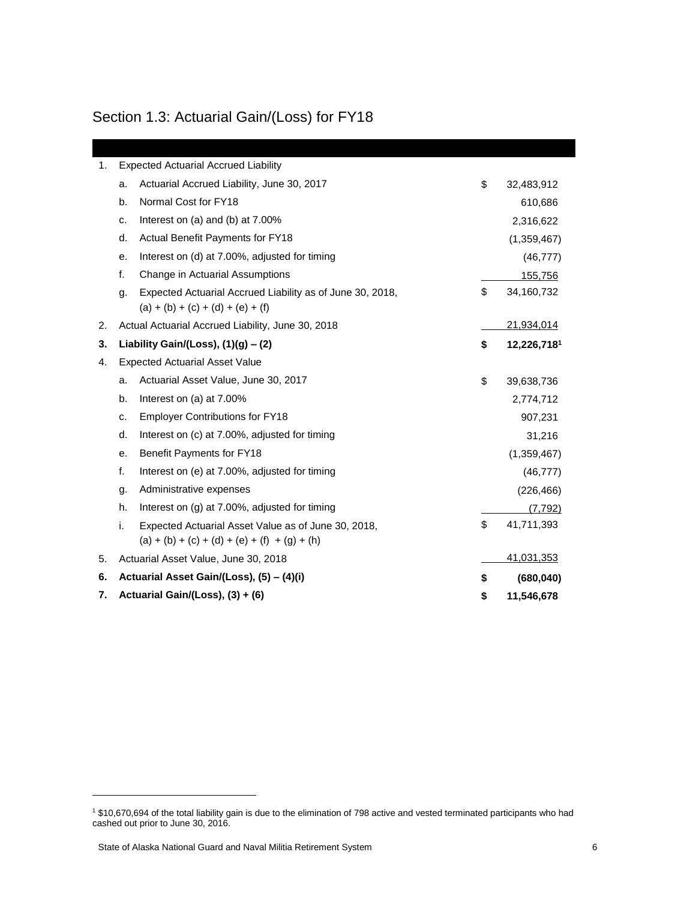## Section 1.3: Actuarial Gain/(Loss) for FY18

| | | | |
|---|---|---|---|
| 1. | Expected Actuarial Accrued Liability | | |
| | a. Actuarial Accrued Liability, June 30, 2017 | $ | 32,483,912 |
| | b. Normal Cost for FY18 | | 610,686 |
| | c. Interest on (a) and (b) at 7.00% | | 2,316,622 |
| | d. Actual Benefit Payments for FY18 | | (1,359,467) |
| | e. Interest on (d) at 7.00%, adjusted for timing | | (46,777) |
| | f. Change in Actuarial Assumptions | | 155,756 |
| | g. Expected Actuarial Accrued Liability as of June 30, 2018, (a) + (b) + (c) + (d) + (e) + (f) | $ | 34,160,732 |
| 2. | Actual Actuarial Accrued Liability, June 30, 2018 | | 21,934,014 |
| **3.** | **Liability Gain/(Loss), (1)(g) – (2)** | **$** | **12,226,718**[1] |
| 4. | Expected Actuarial Asset Value | | |
| | a. Actuarial Asset Value, June 30, 2017 | $ | 39,638,736 |
| | b. Interest on (a) at 7.00% | | 2,774,712 |
| | c. Employer Contributions for FY18 | | 907,231 |
| | d. Interest on (c) at 7.00%, adjusted for timing | | 31,216 |
| | e. Benefit Payments for FY18 | | (1,359,467) |
| | f. Interest on (e) at 7.00%, adjusted for timing | | (46,777) |
| | g. Administrative expenses | | (226,466) |
| | h. Interest on (g) at 7.00%, adjusted for timing | | (7,792) |
| | i. Expected Actuarial Asset Value as of June 30, 2018, (a) + (b) + (c) + (d) + (e) + (f) + (g) + (h) | $ | 41,711,393 |
| 5. | Actuarial Asset Value, June 30, 2018 | | 41,031,353 |
| **6.** | **Actuarial Asset Gain/(Loss), (5) – (4)(i)** | **$** | **(680,040)** |
| **7.** | **Actuarial Gain/(Loss), (3) + (6)** | **$** | **11,546,678** |

[1] $10,670,694 of the total liability gain is due to the elimination of 798 active and vested terminated participants who had cashed out prior to June 30, 2016.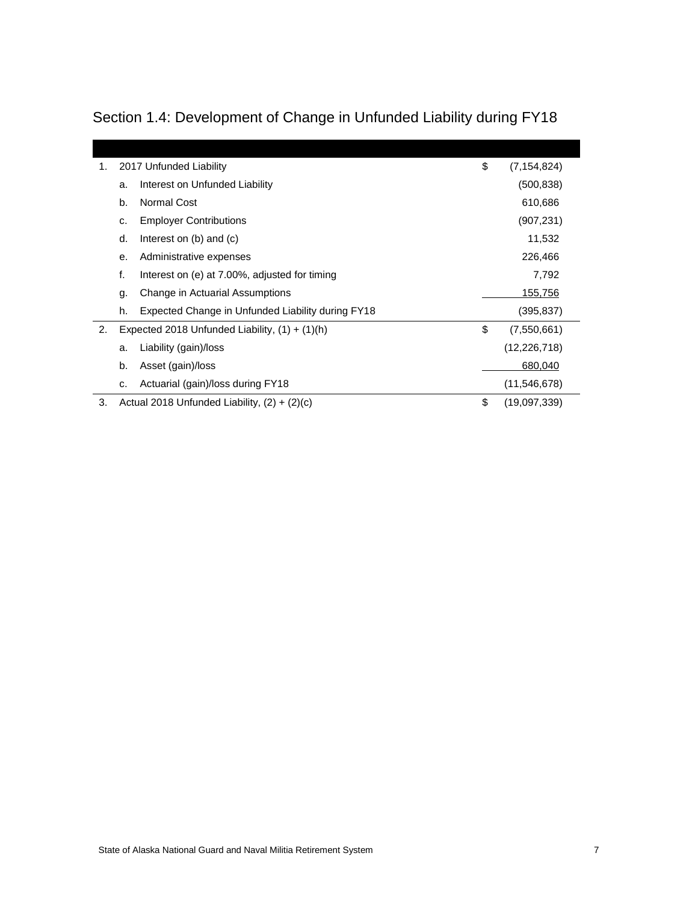## Section 1.4: Development of Change in Unfunded Liability during FY18

| | | | | |
|---|---|---|---|---|
| 1. | | 2017 Unfunded Liability | $ | (7,154,824) |
| | a. | Interest on Unfunded Liability | | (500,838) |
| | b. | Normal Cost | | 610,686 |
| | c. | Employer Contributions | | (907,231) |
| | d. | Interest on (b) and (c) | | 11,532 |
| | e. | Administrative expenses | | 226,466 |
| | f. | Interest on (e) at 7.00%, adjusted for timing | | 7,792 |
| | g. | Change in Actuarial Assumptions | | 155,756 |
| | h. | Expected Change in Unfunded Liability during FY18 | | (395,837) |
| 2. | | Expected 2018 Unfunded Liability, (1) + (1)(h) | $ | (7,550,661) |
| | a. | Liability (gain)/loss | | (12,226,718) |
| | b. | Asset (gain)/loss | | 680,040 |
| | c. | Actuarial (gain)/loss during FY18 | | (11,546,678) |
| 3. | | Actual 2018 Unfunded Liability, (2) + (2)(c) | $ | (19,097,339) |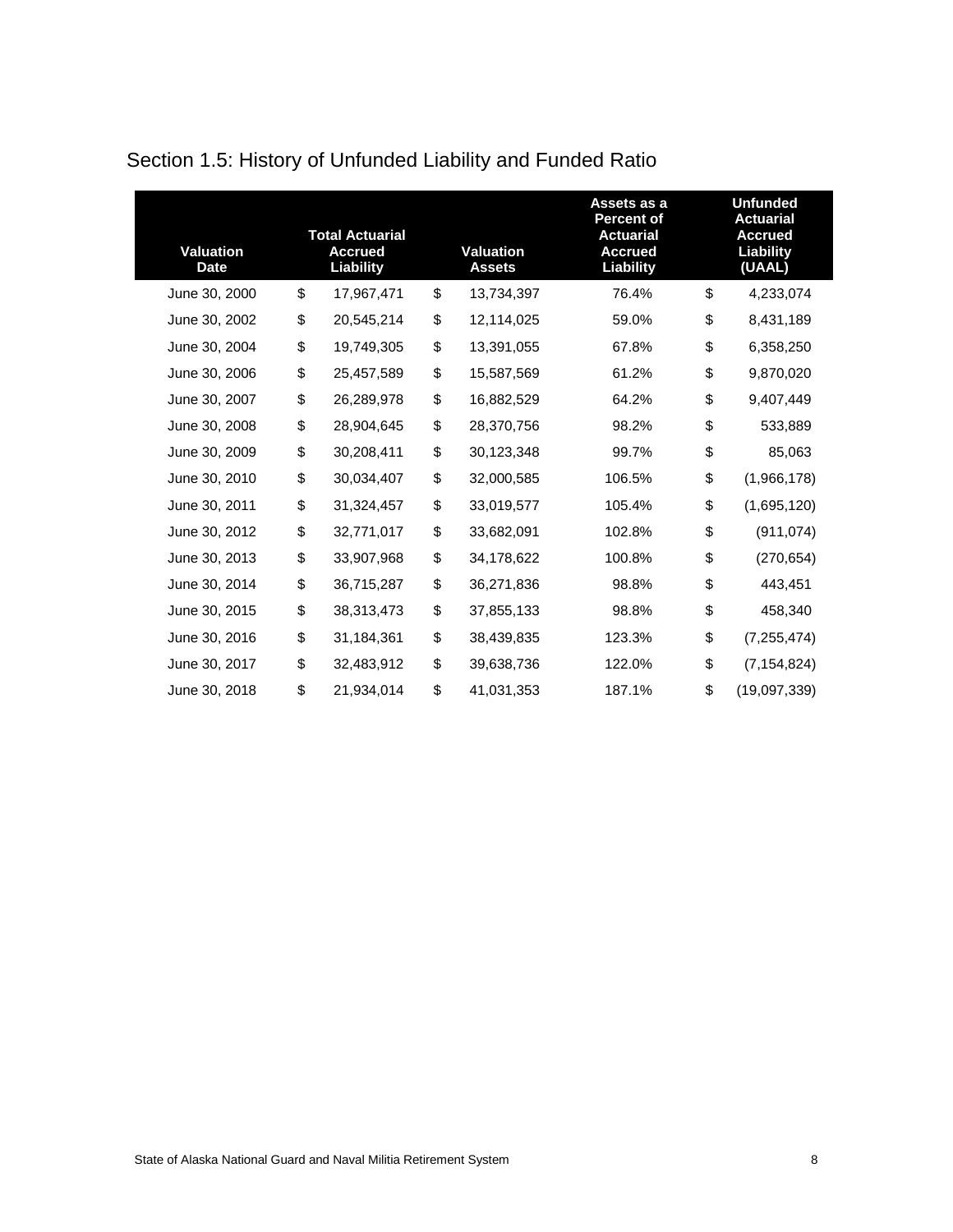## Section 1.5: History of Unfunded Liability and Funded Ratio

| Valuation Date | Total Actuarial Accrued Liability | Valuation Assets | Assets as a Percent of Actuarial Accrued Liability | Unfunded Actuarial Accrued Liability (UAAL) |
|---|---|---|---|---|
| June 30, 2000 | $ 17,967,471 | $ 13,734,397 | 76.4% | $ 4,233,074 |
| June 30, 2002 | $ 20,545,214 | $ 12,114,025 | 59.0% | $ 8,431,189 |
| June 30, 2004 | $ 19,749,305 | $ 13,391,055 | 67.8% | $ 6,358,250 |
| June 30, 2006 | $ 25,457,589 | $ 15,587,569 | 61.2% | $ 9,870,020 |
| June 30, 2007 | $ 26,289,978 | $ 16,882,529 | 64.2% | $ 9,407,449 |
| June 30, 2008 | $ 28,904,645 | $ 28,370,756 | 98.2% | $ 533,889 |
| June 30, 2009 | $ 30,208,411 | $ 30,123,348 | 99.7% | $ 85,063 |
| June 30, 2010 | $ 30,034,407 | $ 32,000,585 | 106.5% | $ (1,966,178) |
| June 30, 2011 | $ 31,324,457 | $ 33,019,577 | 105.4% | $ (1,695,120) |
| June 30, 2012 | $ 32,771,017 | $ 33,682,091 | 102.8% | $ (911,074) |
| June 30, 2013 | $ 33,907,968 | $ 34,178,622 | 100.8% | $ (270,654) |
| June 30, 2014 | $ 36,715,287 | $ 36,271,836 | 98.8% | $ 443,451 |
| June 30, 2015 | $ 38,313,473 | $ 37,855,133 | 98.8% | $ 458,340 |
| June 30, 2016 | $ 31,184,361 | $ 38,439,835 | 123.3% | $ (7,255,474) |
| June 30, 2017 | $ 32,483,912 | $ 39,638,736 | 122.0% | $ (7,154,824) |
| June 30, 2018 | $ 21,934,014 | $ 41,031,353 | 187.1% | $ (19,097,339) |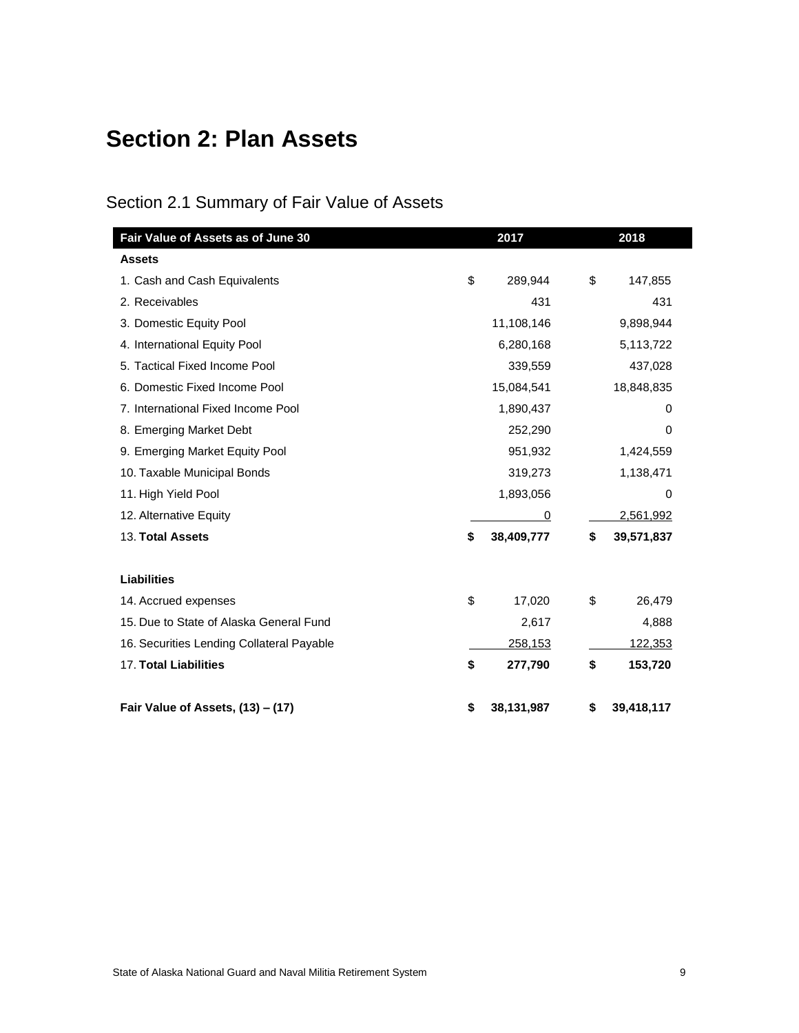# Section 2: Plan Assets

## Section 2.1 Summary of Fair Value of Assets

| Fair Value of Assets as of June 30 | 2017 | 2018 |
|---|---|---|
| **Assets** | | |
| 1. Cash and Cash Equivalents | $ 289,944 | $ 147,855 |
| 2. Receivables | 431 | 431 |
| 3. Domestic Equity Pool | 11,108,146 | 9,898,944 |
| 4. International Equity Pool | 6,280,168 | 5,113,722 |
| 5. Tactical Fixed Income Pool | 339,559 | 437,028 |
| 6. Domestic Fixed Income Pool | 15,084,541 | 18,848,835 |
| 7. International Fixed Income Pool | 1,890,437 | 0 |
| 8. Emerging Market Debt | 252,290 | 0 |
| 9. Emerging Market Equity Pool | 951,932 | 1,424,559 |
| 10. Taxable Municipal Bonds | 319,273 | 1,138,471 |
| 11. High Yield Pool | 1,893,056 | 0 |
| 12. Alternative Equity | 0 | 2,561,992 |
| 13. **Total Assets** | **$ 38,409,777** | **$ 39,571,837** |
| | | |
| **Liabilities** | | |
| 14. Accrued expenses | $ 17,020 | $ 26,479 |
| 15. Due to State of Alaska General Fund | 2,617 | 4,888 |
| 16. Securities Lending Collateral Payable | 258,153 | 122,353 |
| 17. **Total Liabilities** | **$ 277,790** | **$ 153,720** |
| | | |
| **Fair Value of Assets, (13) – (17)** | **$ 38,131,987** | **$ 39,418,117** |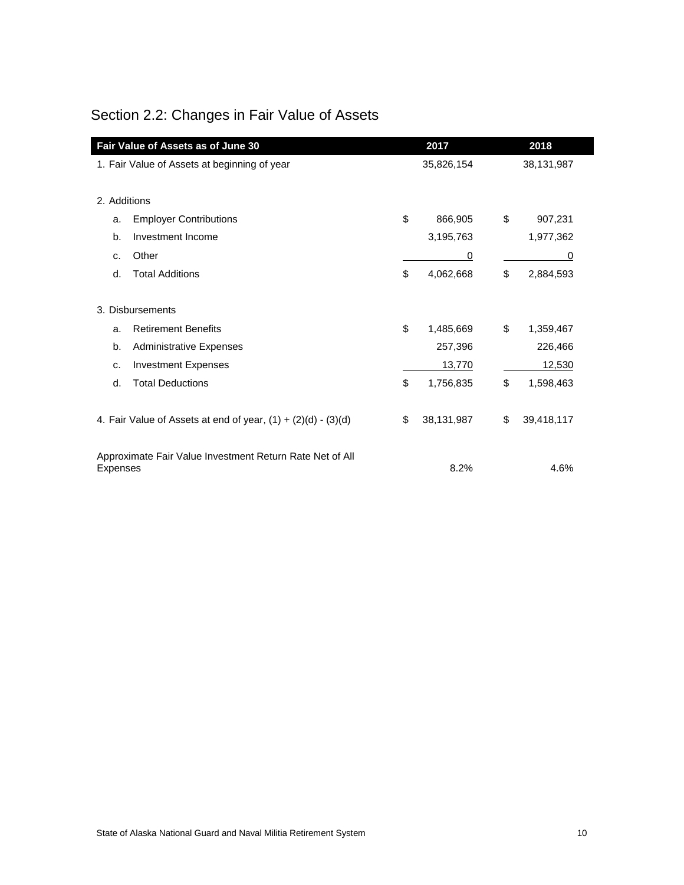## Section 2.2: Changes in Fair Value of Assets

| Fair Value of Assets as of June 30 | 2017 | 2018 |
|---|---|---|
| 1. Fair Value of Assets at beginning of year | 35,826,154 | 38,131,987 |
| 2. Additions | | |
| a. Employer Contributions | $ 866,905 | $ 907,231 |
| b. Investment Income | 3,195,763 | 1,977,362 |
| c. Other | 0 | 0 |
| d. Total Additions | $ 4,062,668 | $ 2,884,593 |
| 3. Disbursements | | |
| a. Retirement Benefits | $ 1,485,669 | $ 1,359,467 |
| b. Administrative Expenses | 257,396 | 226,466 |
| c. Investment Expenses | 13,770 | 12,530 |
| d. Total Deductions | $ 1,756,835 | $ 1,598,463 |
| 4. Fair Value of Assets at end of year, (1) + (2)(d) - (3)(d) | $ 38,131,987 | $ 39,418,117 |
| Approximate Fair Value Investment Return Rate Net of All Expenses | 8.2% | 4.6% |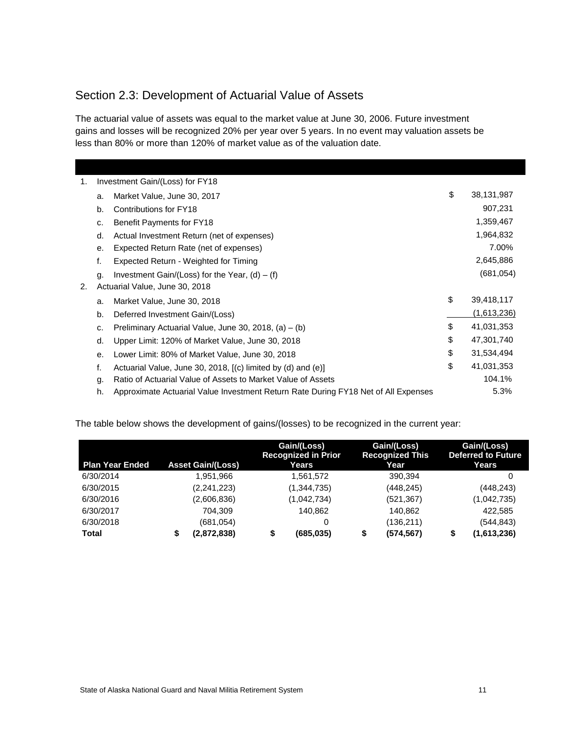## Section 2.3: Development of Actuarial Value of Assets

The actuarial value of assets was equal to the market value at June 30, 2006. Future investment gains and losses will be recognized 20% per year over 5 years. In no event may valuation assets be less than 80% or more than 120% of market value as of the valuation date.

| | | | | |
|---|---|---|---|---|
| 1. | | Investment Gain/(Loss) for FY18 | | |
| | a. | Market Value, June 30, 2017 | $ | 38,131,987 |
| | b. | Contributions for FY18 | | 907,231 |
| | c. | Benefit Payments for FY18 | | 1,359,467 |
| | d. | Actual Investment Return (net of expenses) | | 1,964,832 |
| | e. | Expected Return Rate (net of expenses) | | 7.00% |
| | f. | Expected Return - Weighted for Timing | | 2,645,886 |
| | g. | Investment Gain/(Loss) for the Year, (d) – (f) | | (681,054) |
| 2. | | Actuarial Value, June 30, 2018 | | |
| | a. | Market Value, June 30, 2018 | $ | 39,418,117 |
| | b. | Deferred Investment Gain/(Loss) | | (1,613,236) |
| | c. | Preliminary Actuarial Value, June 30, 2018, (a) – (b) | $ | 41,031,353 |
| | d. | Upper Limit: 120% of Market Value, June 30, 2018 | $ | 47,301,740 |
| | e. | Lower Limit: 80% of Market Value, June 30, 2018 | $ | 31,534,494 |
| | f. | Actuarial Value, June 30, 2018, [(c) limited by (d) and (e)] | $ | 41,031,353 |
| | g. | Ratio of Actuarial Value of Assets to Market Value of Assets | | 104.1% |
| | h. | Approximate Actuarial Value Investment Return Rate During FY18 Net of All Expenses | | 5.3% |

The table below shows the development of gains/(losses) to be recognized in the current year:

| Plan Year Ended | Asset Gain/(Loss) | Gain/(Loss) Recognized in Prior Years | Gain/(Loss) Recognized This Year | Gain/(Loss) Deferred to Future Years |
|---|---|---|---|---|
| 6/30/2014 | 1,951,966 | 1,561,572 | 390,394 | 0 |
| 6/30/2015 | (2,241,223) | (1,344,735) | (448,245) | (448,243) |
| 6/30/2016 | (2,606,836) | (1,042,734) | (521,367) | (1,042,735) |
| 6/30/2017 | 704,309 | 140,862 | 140,862 | 422,585 |
| 6/30/2018 | (681,054) | 0 | (136,211) | (544,843) |
| **Total** | **$ (2,872,838)** | **$ (685,035)** | **$ (574,567)** | **$ (1,613,236)** |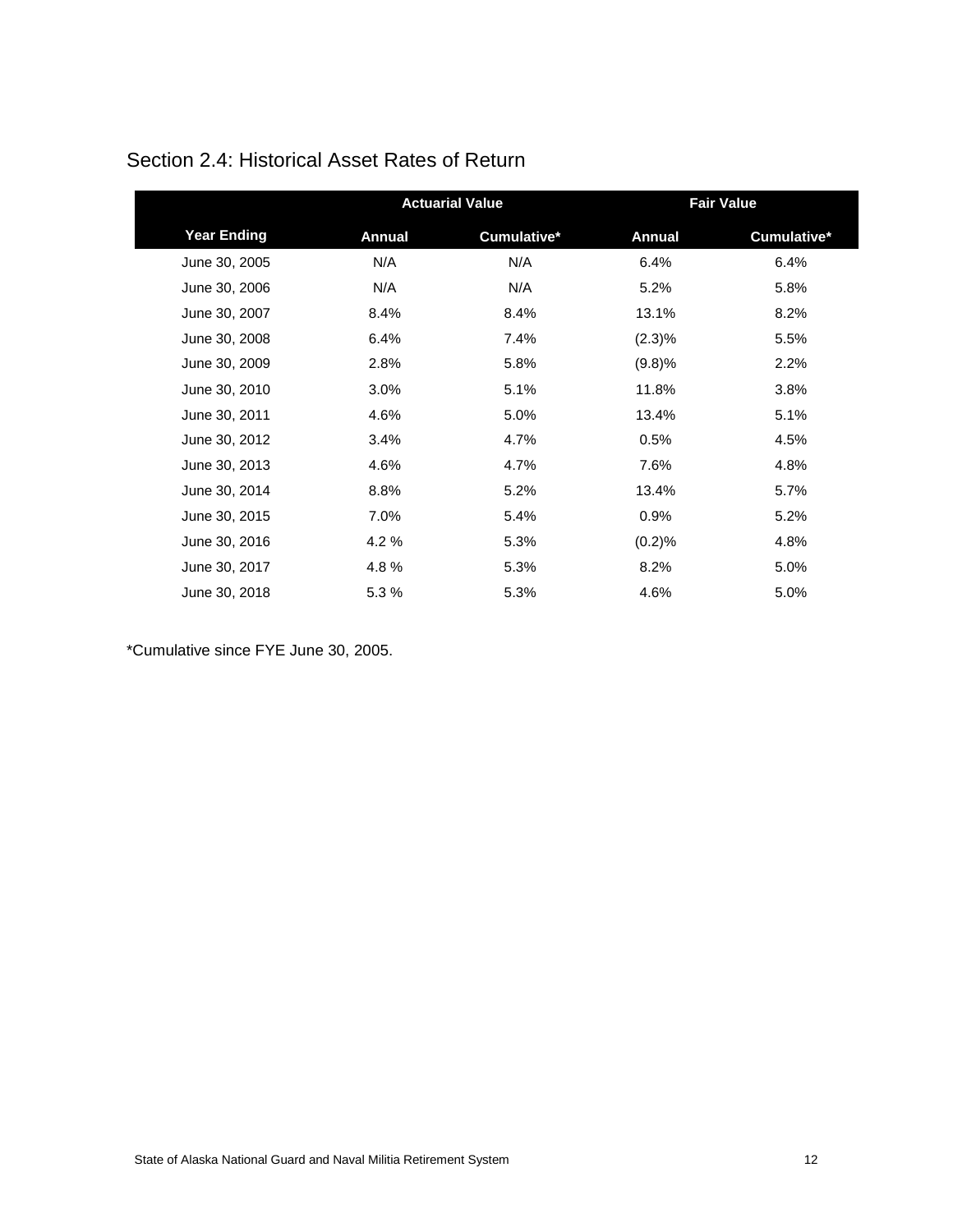## Section 2.4: Historical Asset Rates of Return

| | Actuarial Value | | Fair Value | |
|---|---|---|---|---|
| **Year Ending** | **Annual** | **Cumulative*** | **Annual** | **Cumulative*** |
| June 30, 2005 | N/A | N/A | 6.4% | 6.4% |
| June 30, 2006 | N/A | N/A | 5.2% | 5.8% |
| June 30, 2007 | 8.4% | 8.4% | 13.1% | 8.2% |
| June 30, 2008 | 6.4% | 7.4% | (2.3)% | 5.5% |
| June 30, 2009 | 2.8% | 5.8% | (9.8)% | 2.2% |
| June 30, 2010 | 3.0% | 5.1% | 11.8% | 3.8% |
| June 30, 2011 | 4.6% | 5.0% | 13.4% | 5.1% |
| June 30, 2012 | 3.4% | 4.7% | 0.5% | 4.5% |
| June 30, 2013 | 4.6% | 4.7% | 7.6% | 4.8% |
| June 30, 2014 | 8.8% | 5.2% | 13.4% | 5.7% |
| June 30, 2015 | 7.0% | 5.4% | 0.9% | 5.2% |
| June 30, 2016 | 4.2 % | 5.3% | (0.2)% | 4.8% |
| June 30, 2017 | 4.8 % | 5.3% | 8.2% | 5.0% |
| June 30, 2018 | 5.3 % | 5.3% | 4.6% | 5.0% |

*Cumulative since FYE June 30, 2005.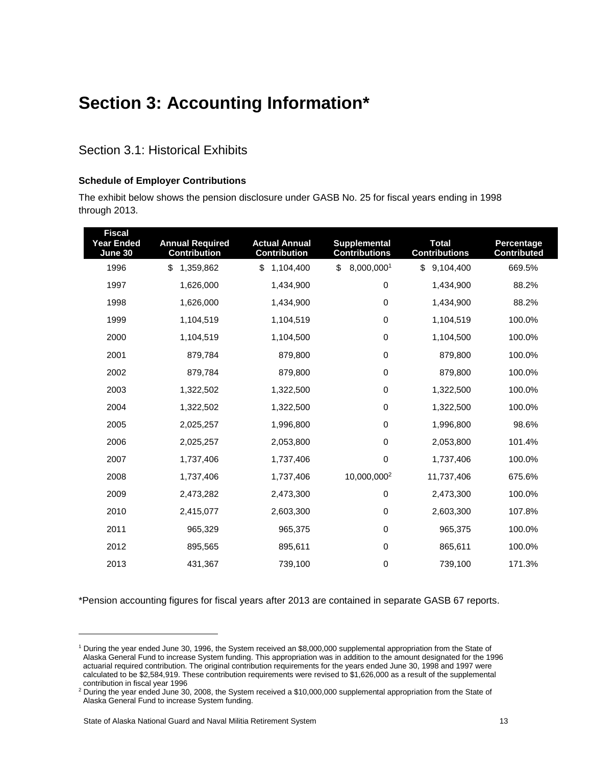# Section 3: Accounting Information*

## Section 3.1: Historical Exhibits

### Schedule of Employer Contributions

The exhibit below shows the pension disclosure under GASB No. 25 for fiscal years ending in 1998 through 2013.

| Fiscal Year Ended June 30 | Annual Required Contribution | Actual Annual Contribution | Supplemental Contributions | Total Contributions | Percentage Contributed |
|---|---|---|---|---|---|
| 1996 | $ 1,359,862 | $ 1,104,400 | $ 8,000,000[1] | $ 9,104,400 | 669.5% |
| 1997 | 1,626,000 | 1,434,900 | 0 | 1,434,900 | 88.2% |
| 1998 | 1,626,000 | 1,434,900 | 0 | 1,434,900 | 88.2% |
| 1999 | 1,104,519 | 1,104,519 | 0 | 1,104,519 | 100.0% |
| 2000 | 1,104,519 | 1,104,500 | 0 | 1,104,500 | 100.0% |
| 2001 | 879,784 | 879,800 | 0 | 879,800 | 100.0% |
| 2002 | 879,784 | 879,800 | 0 | 879,800 | 100.0% |
| 2003 | 1,322,502 | 1,322,500 | 0 | 1,322,500 | 100.0% |
| 2004 | 1,322,502 | 1,322,500 | 0 | 1,322,500 | 100.0% |
| 2005 | 2,025,257 | 1,996,800 | 0 | 1,996,800 | 98.6% |
| 2006 | 2,025,257 | 2,053,800 | 0 | 2,053,800 | 101.4% |
| 2007 | 1,737,406 | 1,737,406 | 0 | 1,737,406 | 100.0% |
| 2008 | 1,737,406 | 1,737,406 | 10,000,000[2] | 11,737,406 | 675.6% |
| 2009 | 2,473,282 | 2,473,300 | 0 | 2,473,300 | 100.0% |
| 2010 | 2,415,077 | 2,603,300 | 0 | 2,603,300 | 107.8% |
| 2011 | 965,329 | 965,375 | 0 | 965,375 | 100.0% |
| 2012 | 895,565 | 895,611 | 0 | 865,611 | 100.0% |
| 2013 | 431,367 | 739,100 | 0 | 739,100 | 171.3% |

*Pension accounting figures for fiscal years after 2013 are contained in separate GASB 67 reports.

[1] During the year ended June 30, 1996, the System received an $8,000,000 supplemental appropriation from the State of Alaska General Fund to increase System funding. This appropriation was in addition to the amount designated for the 1996 actuarial required contribution. The original contribution requirements for the years ended June 30, 1998 and 1997 were calculated to be $2,584,919. These contribution requirements were revised to $1,626,000 as a result of the supplemental contribution in fiscal year 1996

[2] During the year ended June 30, 2008, the System received a $10,000,000 supplemental appropriation from the State of Alaska General Fund to increase System funding.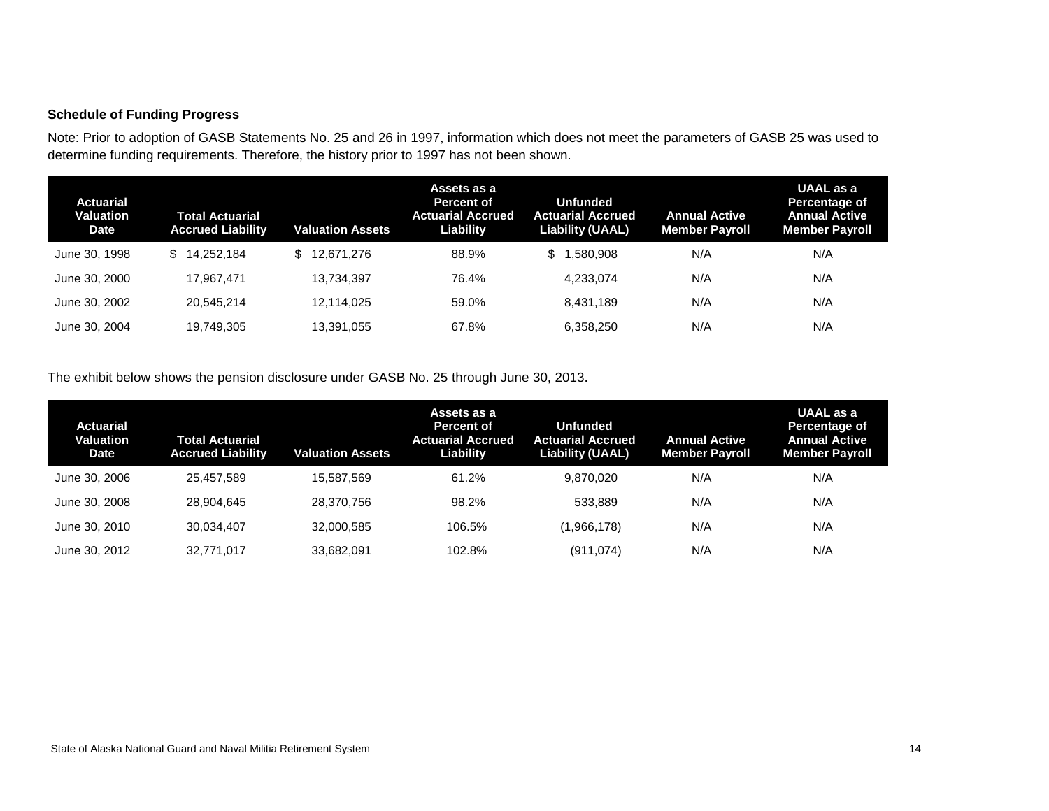### Schedule of Funding Progress

Note: Prior to adoption of GASB Statements No. 25 and 26 in 1997, information which does not meet the parameters of GASB 25 was used to determine funding requirements. Therefore, the history prior to 1997 has not been shown.

| Actuarial Valuation Date | Total Actuarial Accrued Liability | Valuation Assets | Assets as a Percent of Actuarial Accrued Liability | Unfunded Actuarial Accrued Liability (UAAL) | Annual Active Member Payroll | UAAL as a Percentage of Annual Active Member Payroll |
|---|---|---|---|---|---|---|
| June 30, 1998 | $ 14,252,184 | $ 12,671,276 | 88.9% | $ 1,580,908 | N/A | N/A |
| June 30, 2000 | 17,967,471 | 13,734,397 | 76.4% | 4,233,074 | N/A | N/A |
| June 30, 2002 | 20,545,214 | 12,114,025 | 59.0% | 8,431,189 | N/A | N/A |
| June 30, 2004 | 19,749,305 | 13,391,055 | 67.8% | 6,358,250 | N/A | N/A |

The exhibit below shows the pension disclosure under GASB No. 25 through June 30, 2013.

| Actuarial Valuation Date | Total Actuarial Accrued Liability | Valuation Assets | Assets as a Percent of Actuarial Accrued Liability | Unfunded Actuarial Accrued Liability (UAAL) | Annual Active Member Payroll | UAAL as a Percentage of Annual Active Member Payroll |
|---|---|---|---|---|---|---|
| June 30, 2006 | 25,457,589 | 15,587,569 | 61.2% | 9,870,020 | N/A | N/A |
| June 30, 2008 | 28,904,645 | 28,370,756 | 98.2% | 533,889 | N/A | N/A |
| June 30, 2010 | 30,034,407 | 32,000,585 | 106.5% | (1,966,178) | N/A | N/A |
| June 30, 2012 | 32,771,017 | 33,682,091 | 102.8% | (911,074) | N/A | N/A |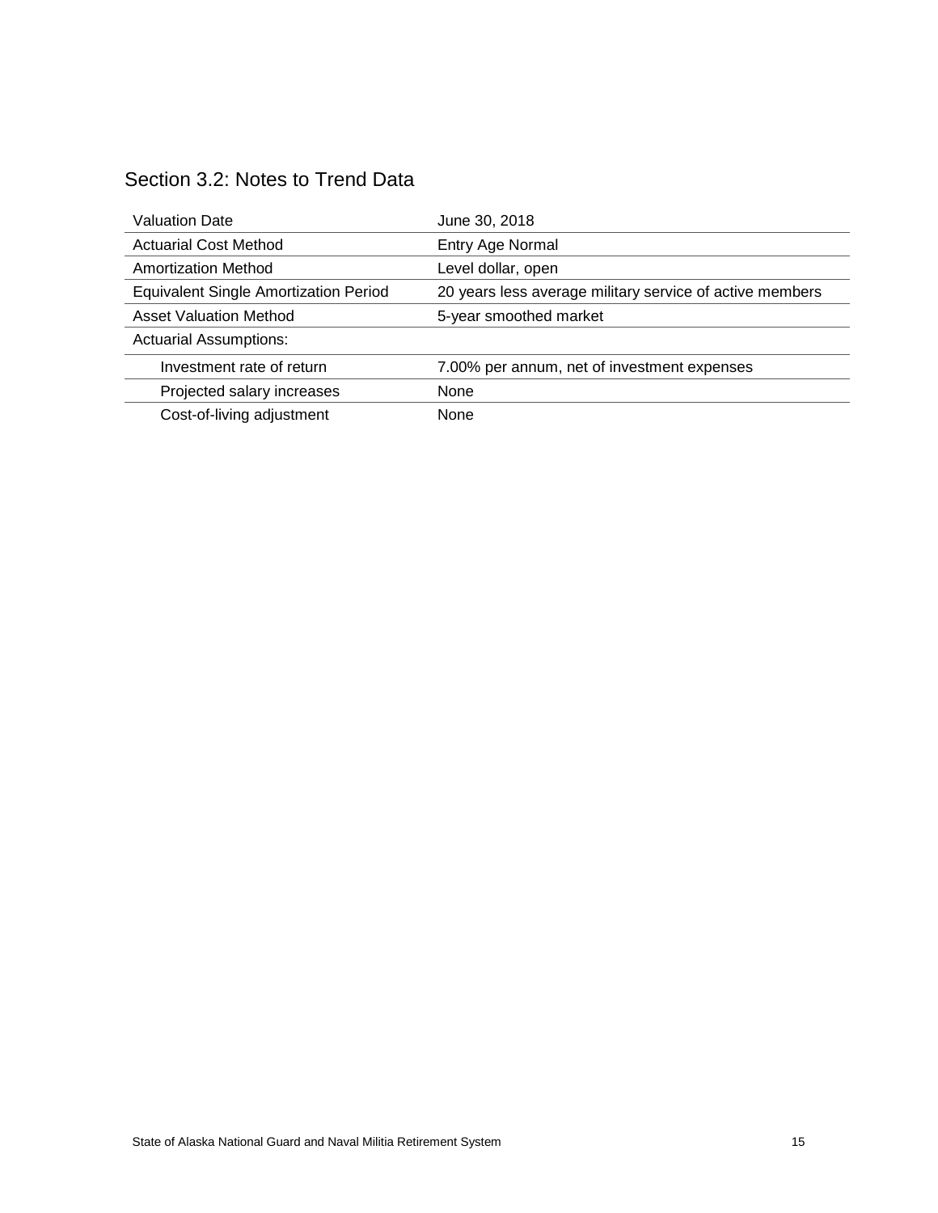## Section 3.2: Notes to Trend Data

| | |
|---|---|
| Valuation Date | June 30, 2018 |
| Actuarial Cost Method | Entry Age Normal |
| Amortization Method | Level dollar, open |
| Equivalent Single Amortization Period | 20 years less average military service of active members |
| Asset Valuation Method | 5-year smoothed market |
| Actuarial Assumptions: | |
| Investment rate of return | 7.00% per annum, net of investment expenses |
| Projected salary increases | None |
| Cost-of-living adjustment | None |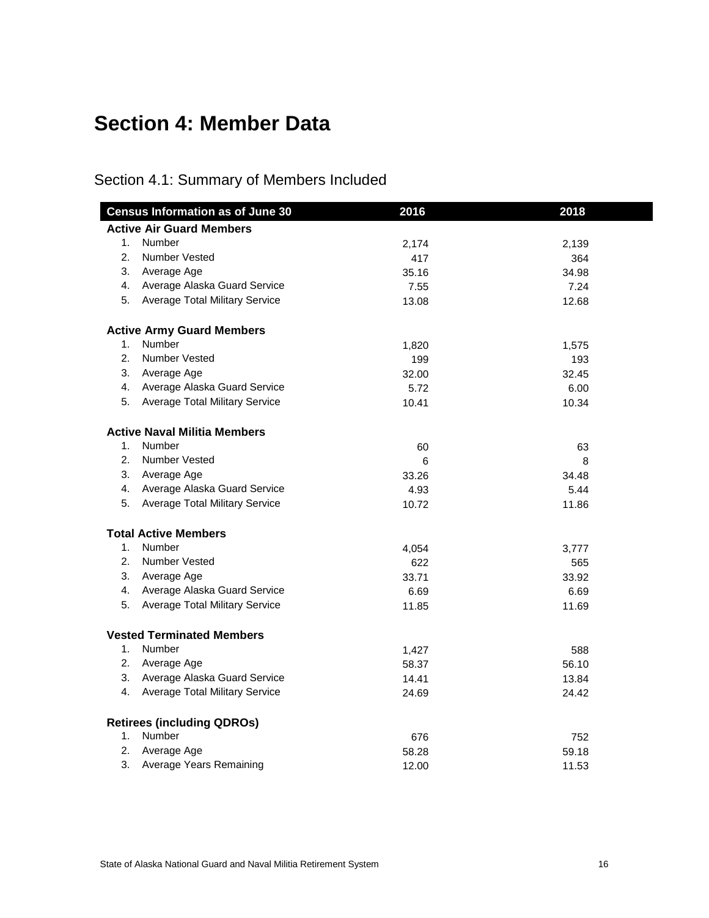# Section 4: Member Data

## Section 4.1: Summary of Members Included

| Census Information as of June 30 | 2016 | 2018 |
|---|---|---|
| **Active Air Guard Members** | | |
| 1. Number | 2,174 | 2,139 |
| 2. Number Vested | 417 | 364 |
| 3. Average Age | 35.16 | 34.98 |
| 4. Average Alaska Guard Service | 7.55 | 7.24 |
| 5. Average Total Military Service | 13.08 | 12.68 |
| **Active Army Guard Members** | | |
| 1. Number | 1,820 | 1,575 |
| 2. Number Vested | 199 | 193 |
| 3. Average Age | 32.00 | 32.45 |
| 4. Average Alaska Guard Service | 5.72 | 6.00 |
| 5. Average Total Military Service | 10.41 | 10.34 |
| **Active Naval Militia Members** | | |
| 1. Number | 60 | 63 |
| 2. Number Vested | 6 | 8 |
| 3. Average Age | 33.26 | 34.48 |
| 4. Average Alaska Guard Service | 4.93 | 5.44 |
| 5. Average Total Military Service | 10.72 | 11.86 |
| **Total Active Members** | | |
| 1. Number | 4,054 | 3,777 |
| 2. Number Vested | 622 | 565 |
| 3. Average Age | 33.71 | 33.92 |
| 4. Average Alaska Guard Service | 6.69 | 6.69 |
| 5. Average Total Military Service | 11.85 | 11.69 |
| **Vested Terminated Members** | | |
| 1. Number | 1,427 | 588 |
| 2. Average Age | 58.37 | 56.10 |
| 3. Average Alaska Guard Service | 14.41 | 13.84 |
| 4. Average Total Military Service | 24.69 | 24.42 |
| **Retirees (including QDROs)** | | |
| 1. Number | 676 | 752 |
| 2. Average Age | 58.28 | 59.18 |
| 3. Average Years Remaining | 12.00 | 11.53 |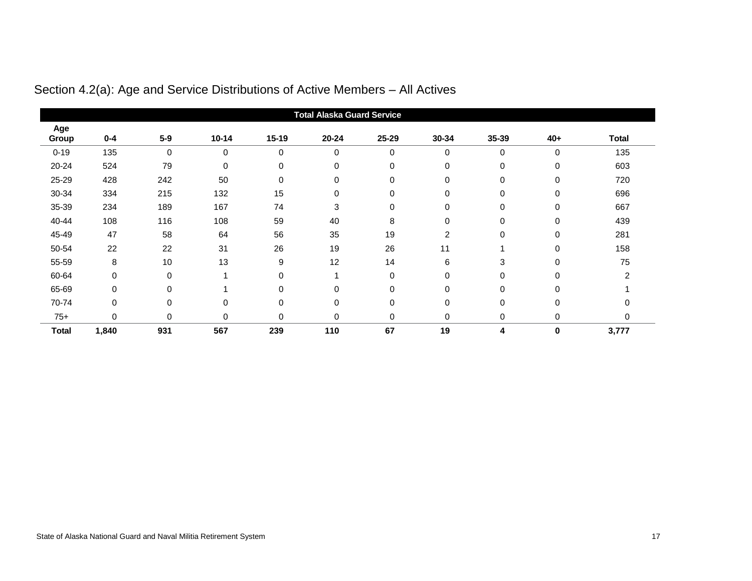## Section 4.2(a): Age and Service Distributions of Active Members – All Actives

| | Total Alaska Guard Service | | | | | | | | | |
|---|---|---|---|---|---|---|---|---|---|---|
| **Age Group** | **0-4** | **5-9** | **10-14** | **15-19** | **20-24** | **25-29** | **30-34** | **35-39** | **40+** | **Total** |
| 0-19 | 135 | 0 | 0 | 0 | 0 | 0 | 0 | 0 | 0 | 135 |
| 20-24 | 524 | 79 | 0 | 0 | 0 | 0 | 0 | 0 | 0 | 603 |
| 25-29 | 428 | 242 | 50 | 0 | 0 | 0 | 0 | 0 | 0 | 720 |
| 30-34 | 334 | 215 | 132 | 15 | 0 | 0 | 0 | 0 | 0 | 696 |
| 35-39 | 234 | 189 | 167 | 74 | 3 | 0 | 0 | 0 | 0 | 667 |
| 40-44 | 108 | 116 | 108 | 59 | 40 | 8 | 0 | 0 | 0 | 439 |
| 45-49 | 47 | 58 | 64 | 56 | 35 | 19 | 2 | 0 | 0 | 281 |
| 50-54 | 22 | 22 | 31 | 26 | 19 | 26 | 11 | 1 | 0 | 158 |
| 55-59 | 8 | 10 | 13 | 9 | 12 | 14 | 6 | 3 | 0 | 75 |
| 60-64 | 0 | 0 | 1 | 0 | 1 | 0 | 0 | 0 | 0 | 2 |
| 65-69 | 0 | 0 | 1 | 0 | 0 | 0 | 0 | 0 | 0 | 1 |
| 70-74 | 0 | 0 | 0 | 0 | 0 | 0 | 0 | 0 | 0 | 0 |
| 75+ | 0 | 0 | 0 | 0 | 0 | 0 | 0 | 0 | 0 | 0 |
| **Total** | **1,840** | **931** | **567** | **239** | **110** | **67** | **19** | **4** | **0** | **3,777** |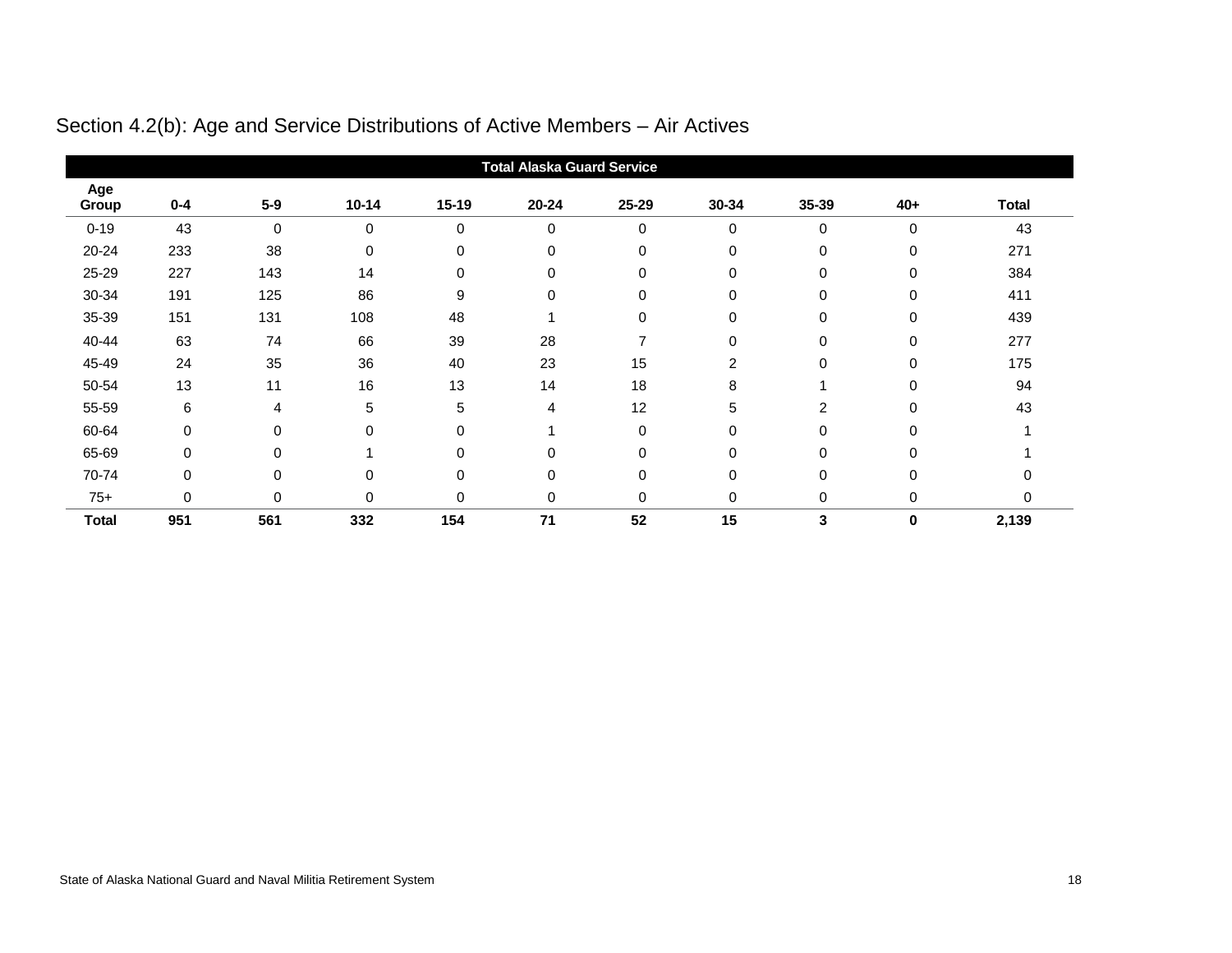## Section 4.2(b): Age and Service Distributions of Active Members – Air Actives

| | Total Alaska Guard Service | | | | | | | | | |
|---|---|---|---|---|---|---|---|---|---|---|
| **Age Group** | **0-4** | **5-9** | **10-14** | **15-19** | **20-24** | **25-29** | **30-34** | **35-39** | **40+** | **Total** |
| 0-19 | 43 | 0 | 0 | 0 | 0 | 0 | 0 | 0 | 0 | 43 |
| 20-24 | 233 | 38 | 0 | 0 | 0 | 0 | 0 | 0 | 0 | 271 |
| 25-29 | 227 | 143 | 14 | 0 | 0 | 0 | 0 | 0 | 0 | 384 |
| 30-34 | 191 | 125 | 86 | 9 | 0 | 0 | 0 | 0 | 0 | 411 |
| 35-39 | 151 | 131 | 108 | 48 | 1 | 0 | 0 | 0 | 0 | 439 |
| 40-44 | 63 | 74 | 66 | 39 | 28 | 7 | 0 | 0 | 0 | 277 |
| 45-49 | 24 | 35 | 36 | 40 | 23 | 15 | 2 | 0 | 0 | 175 |
| 50-54 | 13 | 11 | 16 | 13 | 14 | 18 | 8 | 1 | 0 | 94 |
| 55-59 | 6 | 4 | 5 | 5 | 4 | 12 | 5 | 2 | 0 | 43 |
| 60-64 | 0 | 0 | 0 | 0 | 1 | 0 | 0 | 0 | 0 | 1 |
| 65-69 | 0 | 0 | 1 | 0 | 0 | 0 | 0 | 0 | 0 | 1 |
| 70-74 | 0 | 0 | 0 | 0 | 0 | 0 | 0 | 0 | 0 | 0 |
| 75+ | 0 | 0 | 0 | 0 | 0 | 0 | 0 | 0 | 0 | 0 |
| **Total** | **951** | **561** | **332** | **154** | **71** | **52** | **15** | **3** | **0** | **2,139** |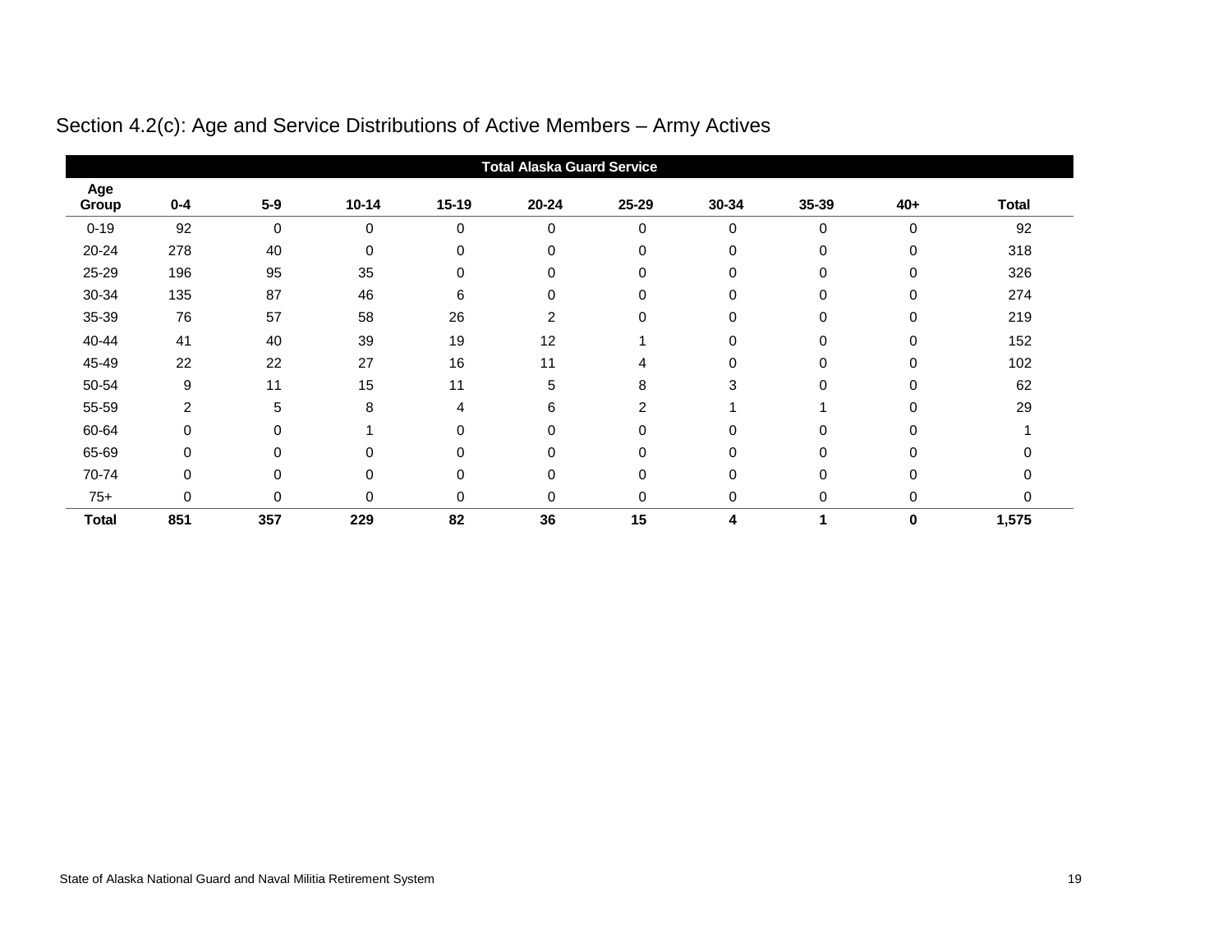## Section 4.2(c): Age and Service Distributions of Active Members – Army Actives

| | Total Alaska Guard Service | | | | | | | | | |
|---|---|---|---|---|---|---|---|---|---|---|
| **Age Group** | **0-4** | **5-9** | **10-14** | **15-19** | **20-24** | **25-29** | **30-34** | **35-39** | **40+** | **Total** |
| 0-19 | 92 | 0 | 0 | 0 | 0 | 0 | 0 | 0 | 0 | 92 |
| 20-24 | 278 | 40 | 0 | 0 | 0 | 0 | 0 | 0 | 0 | 318 |
| 25-29 | 196 | 95 | 35 | 0 | 0 | 0 | 0 | 0 | 0 | 326 |
| 30-34 | 135 | 87 | 46 | 6 | 0 | 0 | 0 | 0 | 0 | 274 |
| 35-39 | 76 | 57 | 58 | 26 | 2 | 0 | 0 | 0 | 0 | 219 |
| 40-44 | 41 | 40 | 39 | 19 | 12 | 1 | 0 | 0 | 0 | 152 |
| 45-49 | 22 | 22 | 27 | 16 | 11 | 4 | 0 | 0 | 0 | 102 |
| 50-54 | 9 | 11 | 15 | 11 | 5 | 8 | 3 | 0 | 0 | 62 |
| 55-59 | 2 | 5 | 8 | 4 | 6 | 2 | 1 | 1 | 0 | 29 |
| 60-64 | 0 | 0 | 1 | 0 | 0 | 0 | 0 | 0 | 0 | 1 |
| 65-69 | 0 | 0 | 0 | 0 | 0 | 0 | 0 | 0 | 0 | 0 |
| 70-74 | 0 | 0 | 0 | 0 | 0 | 0 | 0 | 0 | 0 | 0 |
| 75+ | 0 | 0 | 0 | 0 | 0 | 0 | 0 | 0 | 0 | 0 |
| **Total** | **851** | **357** | **229** | **82** | **36** | **15** | **4** | **1** | **0** | **1,575** |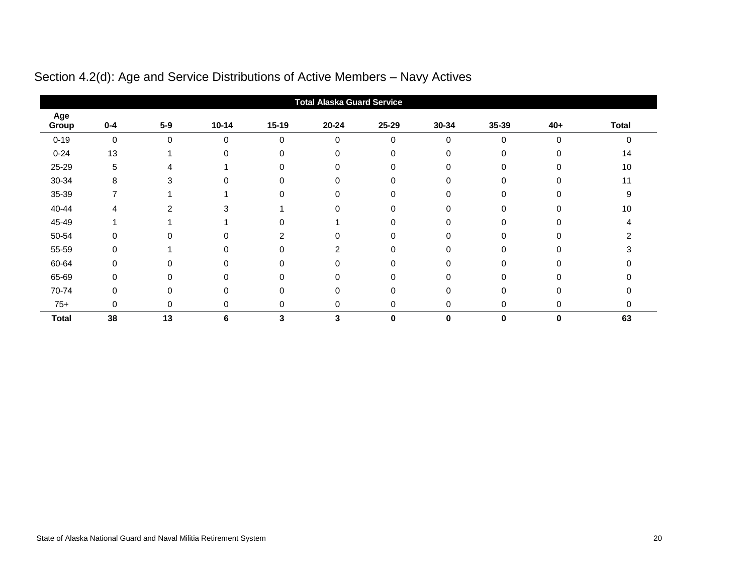## Section 4.2(d): Age and Service Distributions of Active Members – Navy Actives

| | Total Alaska Guard Service | | | | | | | | | |
|---|---|---|---|---|---|---|---|---|---|---|
| **Age Group** | **0-4** | **5-9** | **10-14** | **15-19** | **20-24** | **25-29** | **30-34** | **35-39** | **40+** | **Total** |
| 0-19 | 0 | 0 | 0 | 0 | 0 | 0 | 0 | 0 | 0 | 0 |
| 0-24 | 13 | 1 | 0 | 0 | 0 | 0 | 0 | 0 | 0 | 14 |
| 25-29 | 5 | 4 | 1 | 0 | 0 | 0 | 0 | 0 | 0 | 10 |
| 30-34 | 8 | 3 | 0 | 0 | 0 | 0 | 0 | 0 | 0 | 11 |
| 35-39 | 7 | 1 | 1 | 0 | 0 | 0 | 0 | 0 | 0 | 9 |
| 40-44 | 4 | 2 | 3 | 1 | 0 | 0 | 0 | 0 | 0 | 10 |
| 45-49 | 1 | 1 | 1 | 0 | 1 | 0 | 0 | 0 | 0 | 4 |
| 50-54 | 0 | 0 | 0 | 2 | 0 | 0 | 0 | 0 | 0 | 2 |
| 55-59 | 0 | 1 | 0 | 0 | 2 | 0 | 0 | 0 | 0 | 3 |
| 60-64 | 0 | 0 | 0 | 0 | 0 | 0 | 0 | 0 | 0 | 0 |
| 65-69 | 0 | 0 | 0 | 0 | 0 | 0 | 0 | 0 | 0 | 0 |
| 70-74 | 0 | 0 | 0 | 0 | 0 | 0 | 0 | 0 | 0 | 0 |
| 75+ | 0 | 0 | 0 | 0 | 0 | 0 | 0 | 0 | 0 | 0 |
| **Total** | **38** | **13** | **6** | **3** | **3** | **0** | **0** | **0** | **0** | **63** |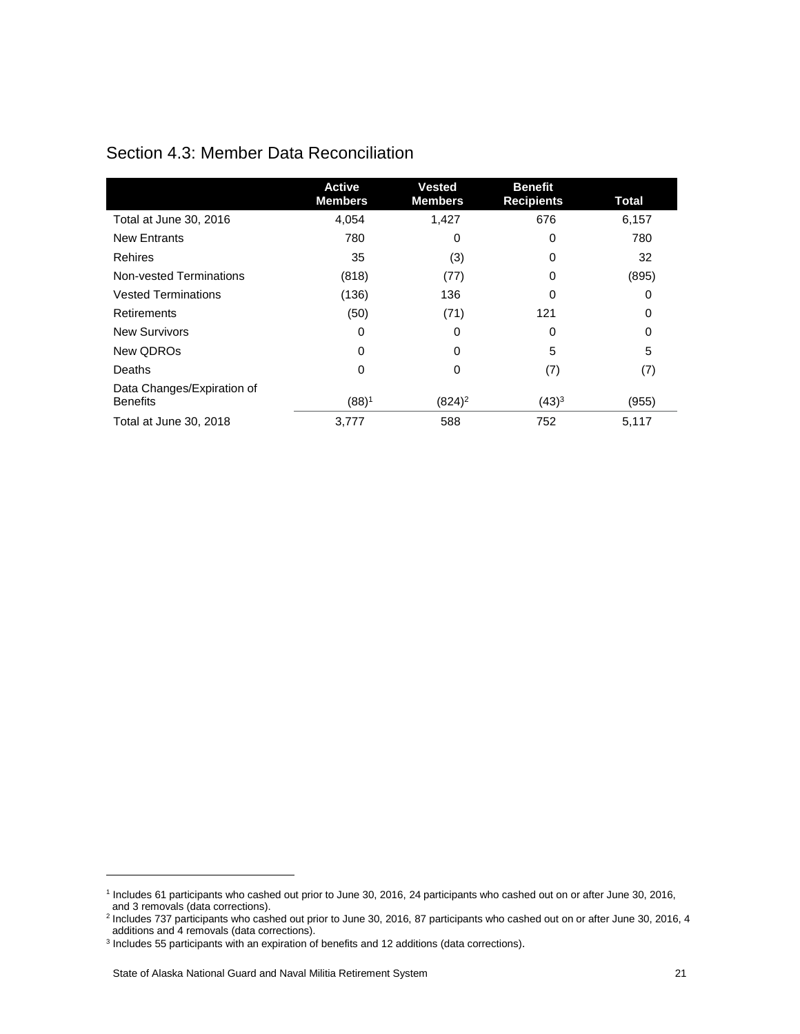## Section 4.3: Member Data Reconciliation

| | Active Members | Vested Members | Benefit Recipients | Total |
|---|---|---|---|---|
| Total at June 30, 2016 | 4,054 | 1,427 | 676 | 6,157 |
| New Entrants | 780 | 0 | 0 | 780 |
| Rehires | 35 | (3) | 0 | 32 |
| Non-vested Terminations | (818) | (77) | 0 | (895) |
| Vested Terminations | (136) | 136 | 0 | 0 |
| Retirements | (50) | (71) | 121 | 0 |
| New Survivors | 0 | 0 | 0 | 0 |
| New QDROs | 0 | 0 | 5 | 5 |
| Deaths | 0 | 0 | (7) | (7) |
| Data Changes/Expiration of Benefits | (88)[1] | (824)[2] | (43)[3] | (955) |
| Total at June 30, 2018 | 3,777 | 588 | 752 | 5,117 |

[1] Includes 61 participants who cashed out prior to June 30, 2016, 24 participants who cashed out on or after June 30, 2016, and 3 removals (data corrections).

[2] Includes 737 participants who cashed out prior to June 30, 2016, 87 participants who cashed out on or after June 30, 2016, 4 additions and 4 removals (data corrections).

[3] Includes 55 participants with an expiration of benefits and 12 additions (data corrections).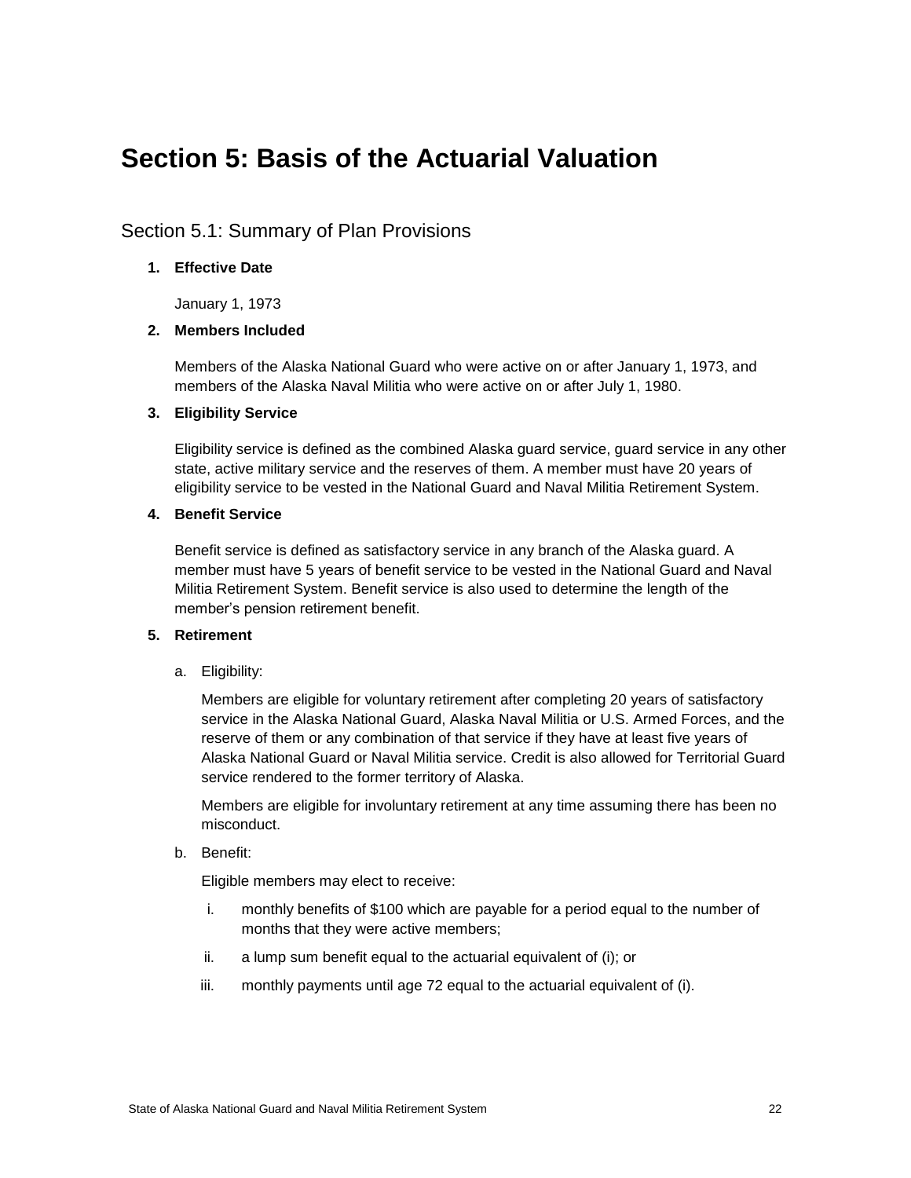# Section 5: Basis of the Actuarial Valuation

## Section 5.1: Summary of Plan Provisions

1. **Effective Date**

   January 1, 1973

2. **Members Included**

   Members of the Alaska National Guard who were active on or after January 1, 1973, and members of the Alaska Naval Militia who were active on or after July 1, 1980.

3. **Eligibility Service**

   Eligibility service is defined as the combined Alaska guard service, guard service in any other state, active military service and the reserves of them. A member must have 20 years of eligibility service to be vested in the National Guard and Naval Militia Retirement System.

4. **Benefit Service**

   Benefit service is defined as satisfactory service in any branch of the Alaska guard. A member must have 5 years of benefit service to be vested in the National Guard and Naval Militia Retirement System. Benefit service is also used to determine the length of the member's pension retirement benefit.

5. **Retirement**

   a. Eligibility:

      Members are eligible for voluntary retirement after completing 20 years of satisfactory service in the Alaska National Guard, Alaska Naval Militia or U.S. Armed Forces, and the reserve of them or any combination of that service if they have at least five years of Alaska National Guard or Naval Militia service. Credit is also allowed for Territorial Guard service rendered to the former territory of Alaska.

      Members are eligible for involuntary retirement at any time assuming there has been no misconduct.

   b. Benefit:

      Eligible members may elect to receive:

      i. monthly benefits of $100 which are payable for a period equal to the number of months that they were active members;

      ii. a lump sum benefit equal to the actuarial equivalent of (i); or

      iii. monthly payments until age 72 equal to the actuarial equivalent of (i).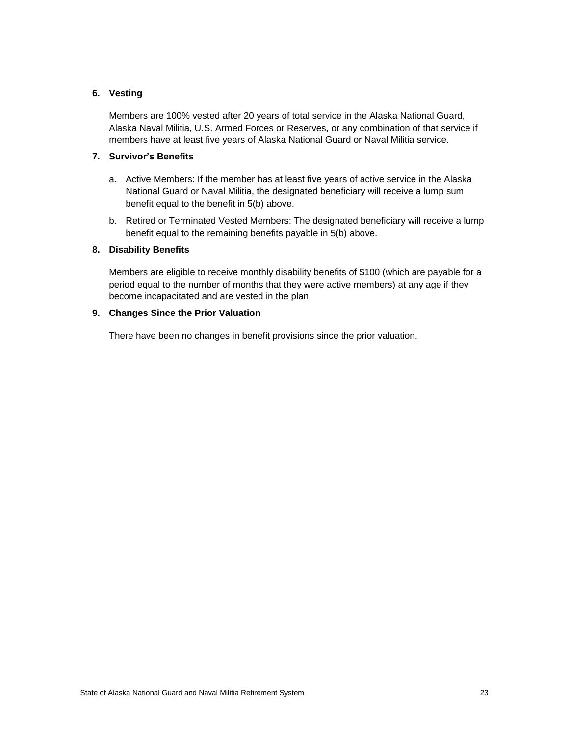**6. Vesting**

Members are 100% vested after 20 years of total service in the Alaska National Guard, Alaska Naval Militia, U.S. Armed Forces or Reserves, or any combination of that service if members have at least five years of Alaska National Guard or Naval Militia service.

**7. Survivor's Benefits**

a. Active Members: If the member has at least five years of active service in the Alaska National Guard or Naval Militia, the designated beneficiary will receive a lump sum benefit equal to the benefit in 5(b) above.

b. Retired or Terminated Vested Members: The designated beneficiary will receive a lump benefit equal to the remaining benefits payable in 5(b) above.

**8. Disability Benefits**

Members are eligible to receive monthly disability benefits of $100 (which are payable for a period equal to the number of months that they were active members) at any age if they become incapacitated and are vested in the plan.

**9. Changes Since the Prior Valuation**

There have been no changes in benefit provisions since the prior valuation.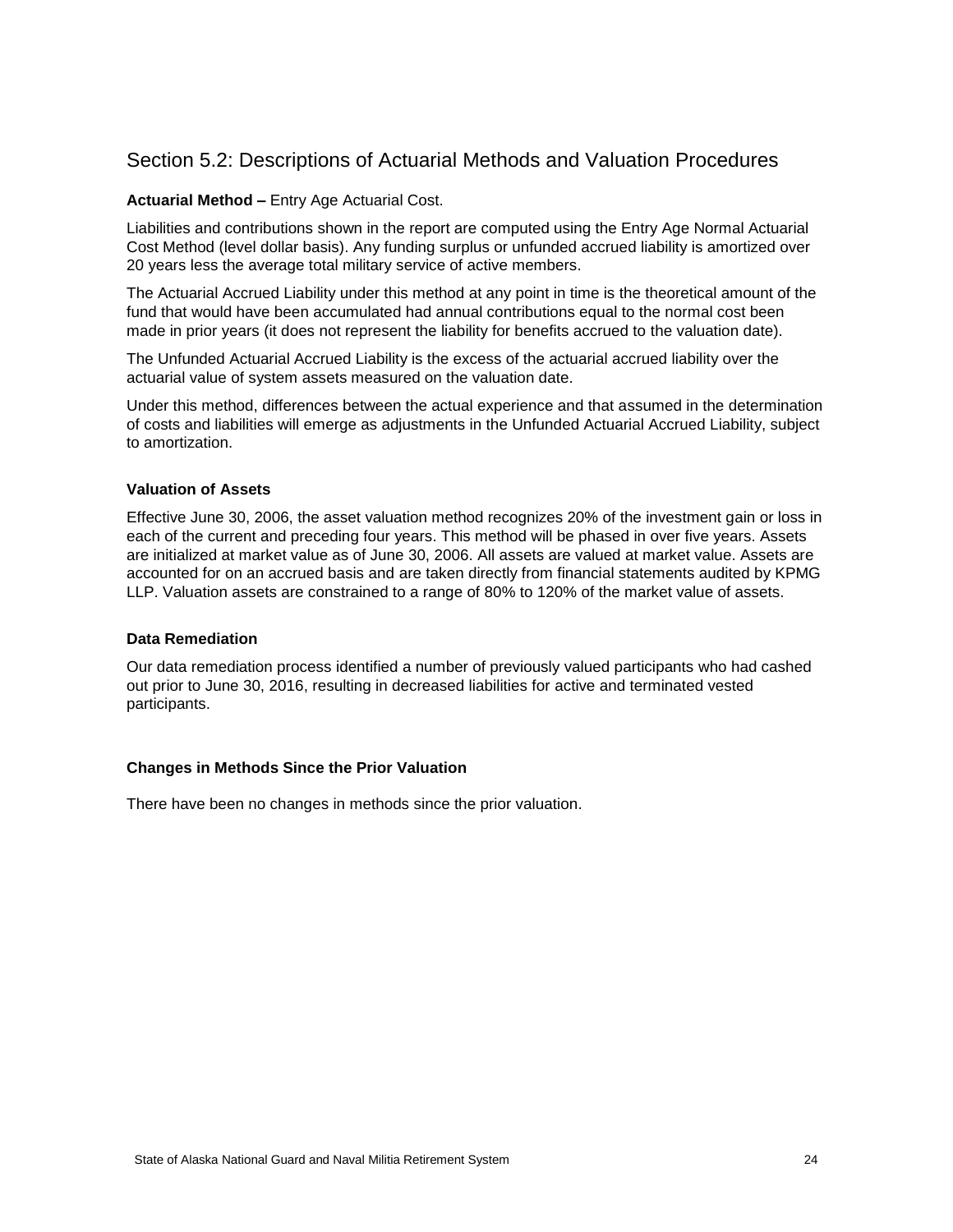## Section 5.2: Descriptions of Actuarial Methods and Valuation Procedures

**Actuarial Method –** Entry Age Actuarial Cost.

Liabilities and contributions shown in the report are computed using the Entry Age Normal Actuarial Cost Method (level dollar basis). Any funding surplus or unfunded accrued liability is amortized over 20 years less the average total military service of active members.

The Actuarial Accrued Liability under this method at any point in time is the theoretical amount of the fund that would have been accumulated had annual contributions equal to the normal cost been made in prior years (it does not represent the liability for benefits accrued to the valuation date).

The Unfunded Actuarial Accrued Liability is the excess of the actuarial accrued liability over the actuarial value of system assets measured on the valuation date.

Under this method, differences between the actual experience and that assumed in the determination of costs and liabilities will emerge as adjustments in the Unfunded Actuarial Accrued Liability, subject to amortization.

**Valuation of Assets**

Effective June 30, 2006, the asset valuation method recognizes 20% of the investment gain or loss in each of the current and preceding four years. This method will be phased in over five years. Assets are initialized at market value as of June 30, 2006. All assets are valued at market value. Assets are accounted for on an accrued basis and are taken directly from financial statements audited by KPMG LLP. Valuation assets are constrained to a range of 80% to 120% of the market value of assets.

**Data Remediation**

Our data remediation process identified a number of previously valued participants who had cashed out prior to June 30, 2016, resulting in decreased liabilities for active and terminated vested participants.

**Changes in Methods Since the Prior Valuation**

There have been no changes in methods since the prior valuation.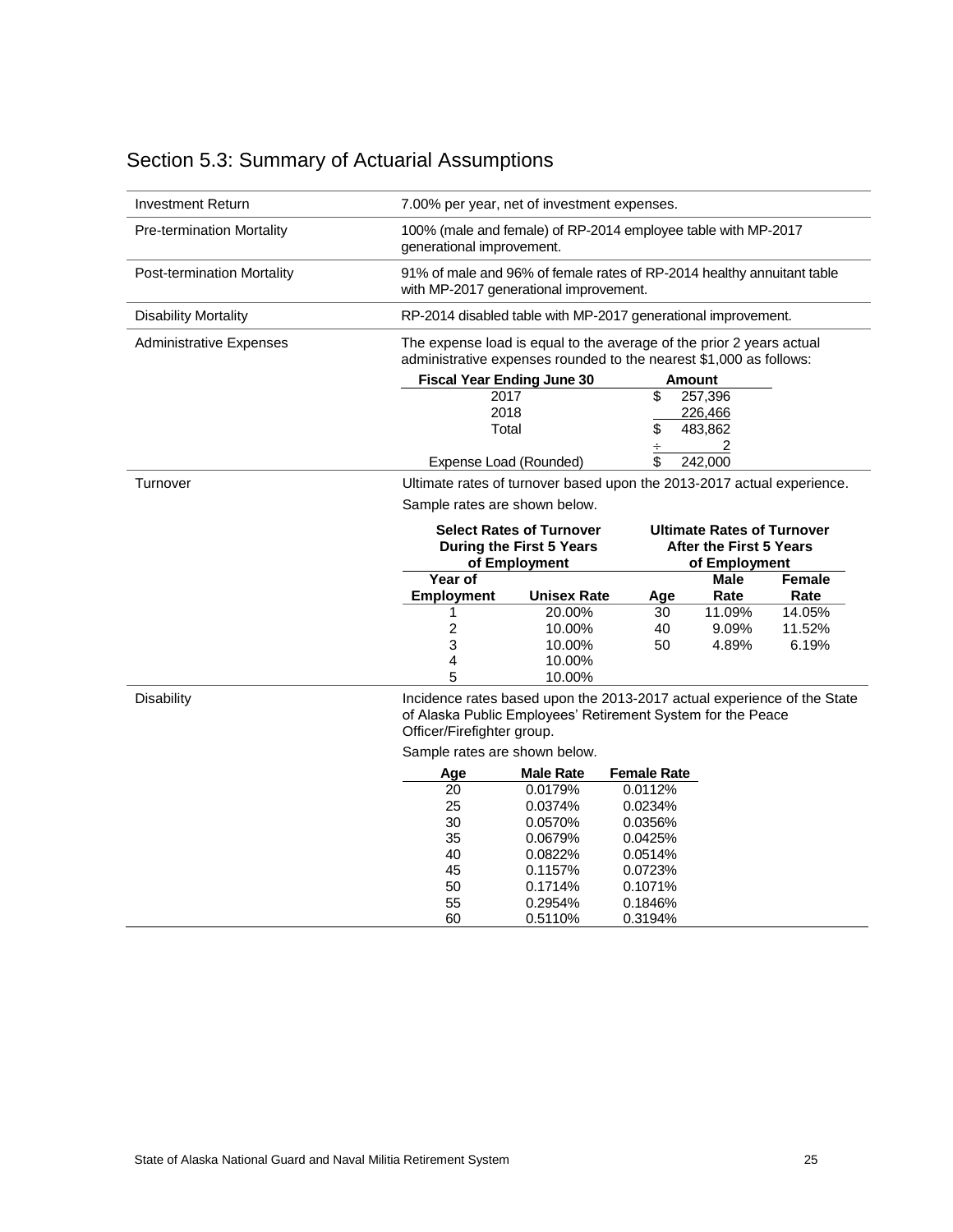# Section 5.3: Summary of Actuarial Assumptions

**Investment Return**

7.00% per year, net of investment expenses.

**Pre-termination Mortality**

100% (male and female) of RP-2014 employee table with MP-2017 generational improvement.

**Post-termination Mortality**

91% of male and 96% of female rates of RP-2014 healthy annuitant table with MP-2017 generational improvement.

**Disability Mortality**

RP-2014 disabled table with MP-2017 generational improvement.

**Administrative Expenses**

The expense load is equal to the average of the prior 2 years actual administrative expenses rounded to the nearest $1,000 as follows:

| Fiscal Year Ending June 30 | Amount |
|---|---|
| 2017 | $ 257,396 |
| 2018 | 226,466 |
| Total | $ 483,862 |
| | ÷ 2 |
| Expense Load (Rounded) | $ 242,000 |

**Turnover**

Ultimate rates of turnover based upon the 2013-2017 actual experience.

Sample rates are shown below.

| Select Rates of Turnover During the First 5 Years of Employment | | Ultimate Rates of Turnover After the First 5 Years of Employment | | |
|---|---|---|---|---|
| Year of Employment | Unisex Rate | Age | Male Rate | Female Rate |
| 1 | 20.00% | 30 | 11.09% | 14.05% |
| 2 | 10.00% | 40 | 9.09% | 11.52% |
| 3 | 10.00% | 50 | 4.89% | 6.19% |
| 4 | 10.00% | | | |
| 5 | 10.00% | | | |

**Disability**

Incidence rates based upon the 2013-2017 actual experience of the State of Alaska Public Employees' Retirement System for the Peace Officer/Firefighter group.

Sample rates are shown below.

| Age | Male Rate | Female Rate |
|---|---|---|
| 20 | 0.0179% | 0.0112% |
| 25 | 0.0374% | 0.0234% |
| 30 | 0.0570% | 0.0356% |
| 35 | 0.0679% | 0.0425% |
| 40 | 0.0822% | 0.0514% |
| 45 | 0.1157% | 0.0723% |
| 50 | 0.1714% | 0.1071% |
| 55 | 0.2954% | 0.1846% |
| 60 | 0.5110% | 0.3194% |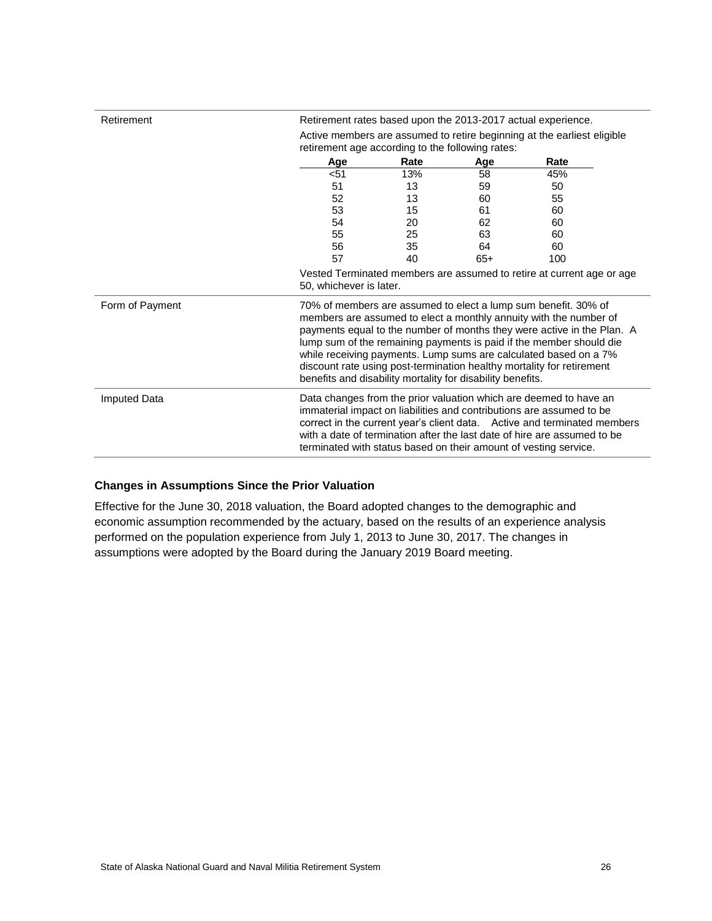| | |
|---|---|
| Retirement | Retirement rates based upon the 2013-2017 actual experience.<br><br>Active members are assumed to retire beginning at the earliest eligible retirement age according to the following rates:<br><br>**Age / Rate**: <51: 13%; 51: 13; 52: 13; 53: 15; 54: 20; 55: 25; 56: 35; 57: 40; 58: 45%; 59: 50; 60: 55; 61: 60; 62: 60; 63: 60; 64: 60; 65+: 100<br><br>Vested Terminated members are assumed to retire at current age or age 50, whichever is later. |
| Form of Payment | 70% of members are assumed to elect a lump sum benefit. 30% of members are assumed to elect a monthly annuity with the number of payments equal to the number of months they were active in the Plan. A lump sum of the remaining payments is paid if the member should die while receiving payments. Lump sums are calculated based on a 7% discount rate using post-termination healthy mortality for retirement benefits and disability mortality for disability benefits. |
| Imputed Data | Data changes from the prior valuation which are deemed to have an immaterial impact on liabilities and contributions are assumed to be correct in the current year's client data. Active and terminated members with a date of termination after the last date of hire are assumed to be terminated with status based on their amount of vesting service. |

| Age | Rate | Age | Rate |
|---|---|---|---|
| <51 | 13% | 58 | 45% |
| 51 | 13 | 59 | 50 |
| 52 | 13 | 60 | 55 |
| 53 | 15 | 61 | 60 |
| 54 | 20 | 62 | 60 |
| 55 | 25 | 63 | 60 |
| 56 | 35 | 64 | 60 |
| 57 | 40 | 65+ | 100 |

### Changes in Assumptions Since the Prior Valuation

Effective for the June 30, 2018 valuation, the Board adopted changes to the demographic and economic assumption recommended by the actuary, based on the results of an experience analysis performed on the population experience from July 1, 2013 to June 30, 2017. The changes in assumptions were adopted by the Board during the January 2019 Board meeting.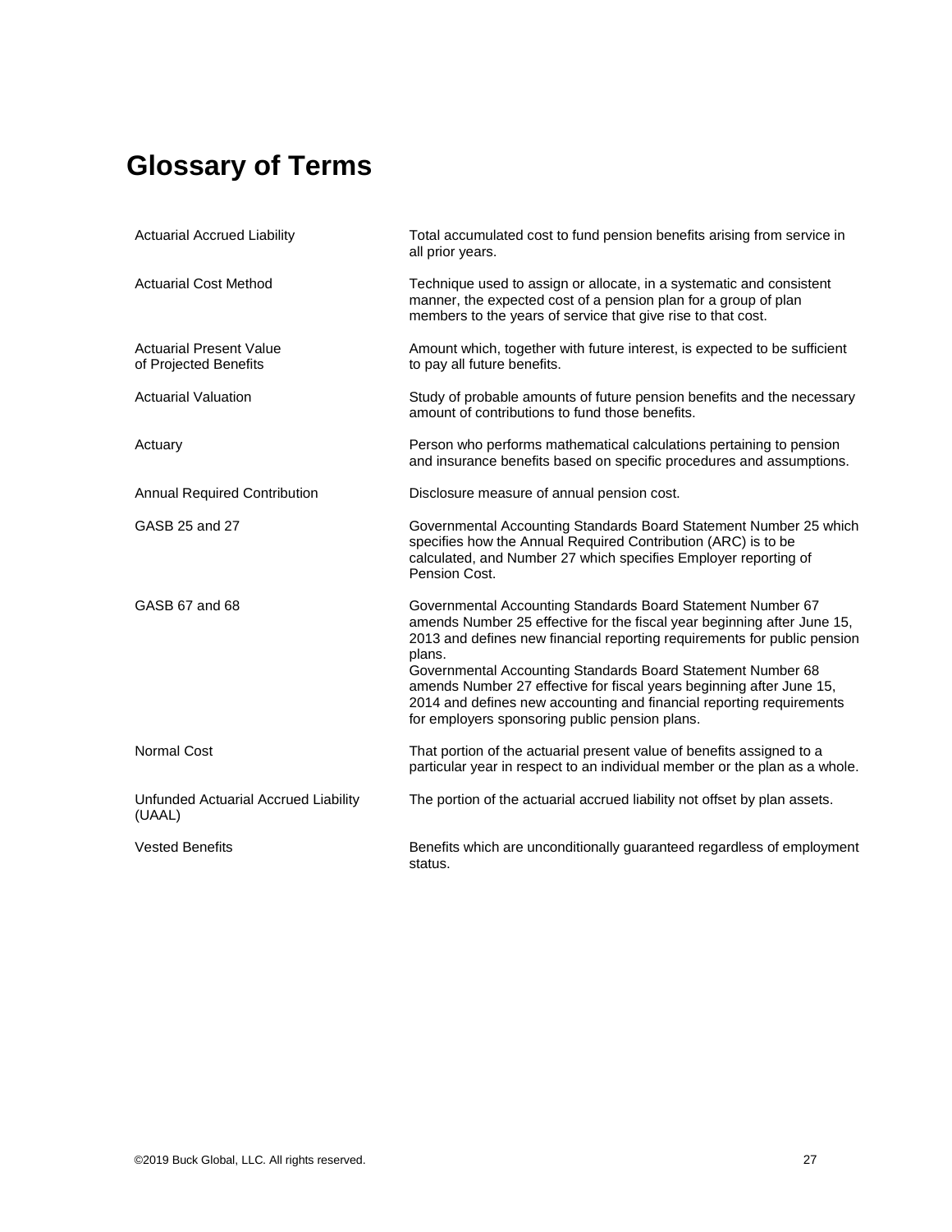# Glossary of Terms

| | |
|---|---|
| Actuarial Accrued Liability | Total accumulated cost to fund pension benefits arising from service in all prior years. |
| Actuarial Cost Method | Technique used to assign or allocate, in a systematic and consistent manner, the expected cost of a pension plan for a group of plan members to the years of service that give rise to that cost. |
| Actuarial Present Value of Projected Benefits | Amount which, together with future interest, is expected to be sufficient to pay all future benefits. |
| Actuarial Valuation | Study of probable amounts of future pension benefits and the necessary amount of contributions to fund those benefits. |
| Actuary | Person who performs mathematical calculations pertaining to pension and insurance benefits based on specific procedures and assumptions. |
| Annual Required Contribution | Disclosure measure of annual pension cost. |
| GASB 25 and 27 | Governmental Accounting Standards Board Statement Number 25 which specifies how the Annual Required Contribution (ARC) is to be calculated, and Number 27 which specifies Employer reporting of Pension Cost. |
| GASB 67 and 68 | Governmental Accounting Standards Board Statement Number 67 amends Number 25 effective for the fiscal year beginning after June 15, 2013 and defines new financial reporting requirements for public pension plans.<br>Governmental Accounting Standards Board Statement Number 68 amends Number 27 effective for fiscal years beginning after June 15, 2014 and defines new accounting and financial reporting requirements for employers sponsoring public pension plans. |
| Normal Cost | That portion of the actuarial present value of benefits assigned to a particular year in respect to an individual member or the plan as a whole. |
| Unfunded Actuarial Accrued Liability (UAAL) | The portion of the actuarial accrued liability not offset by plan assets. |
| Vested Benefits | Benefits which are unconditionally guaranteed regardless of employment status. |

©2019 Buck Global, LLC. All rights reserved.